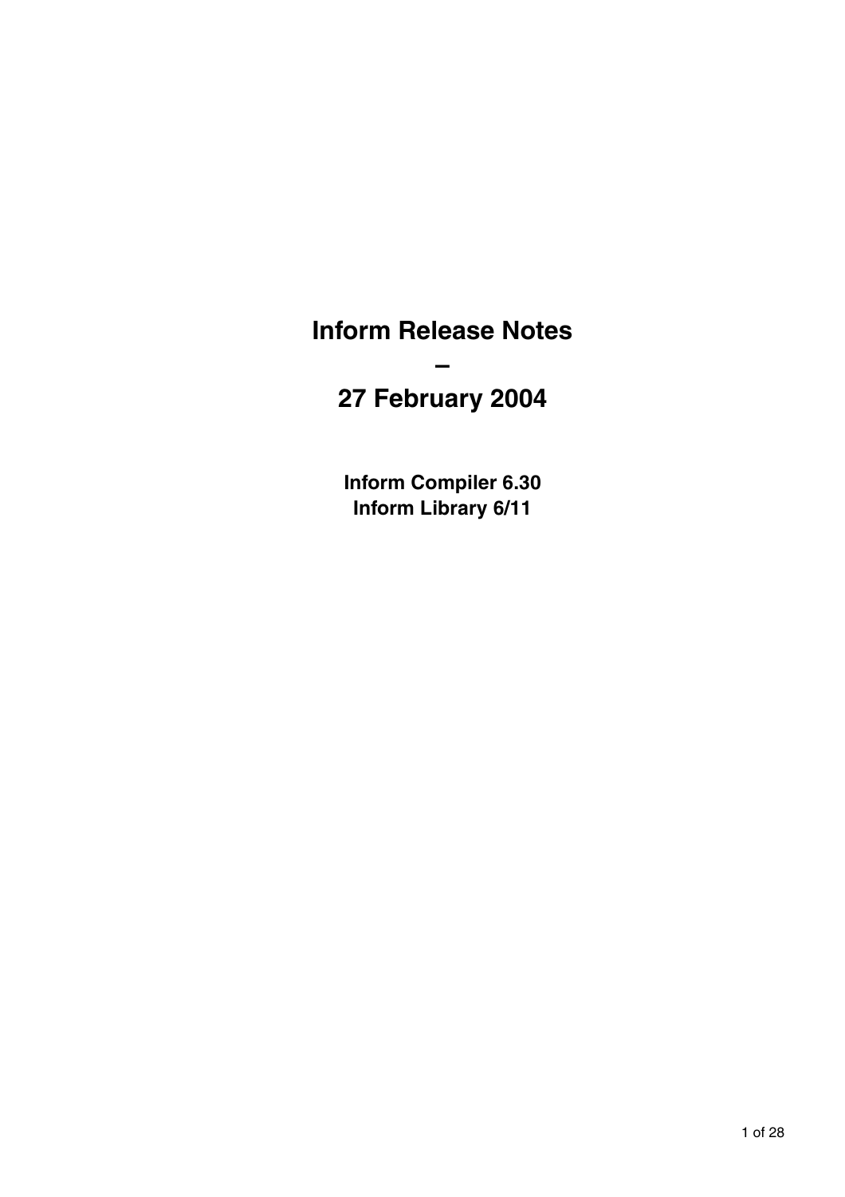# Inform Release Notes

# –

# 27 February 2004

**Inform Compiler 6.30**
**Inform Library 6/11**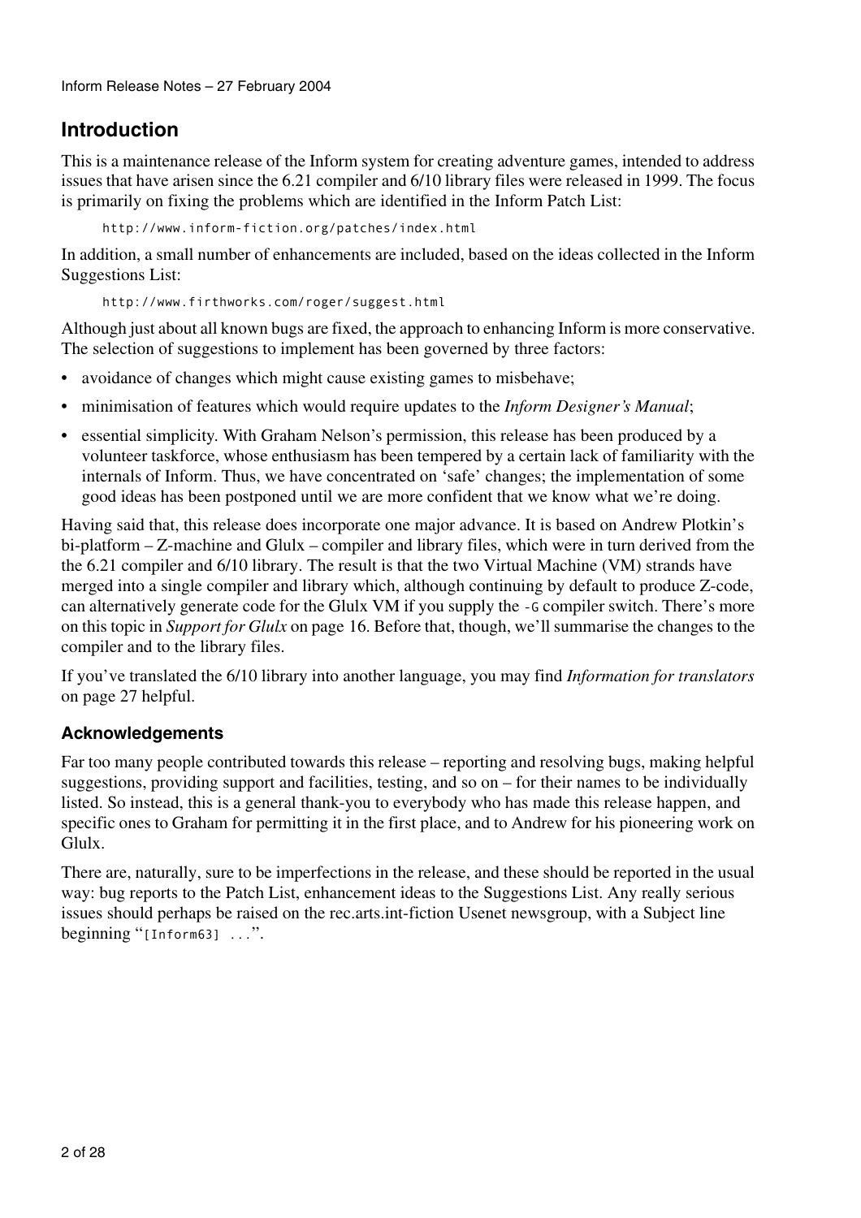## Introduction

This is a maintenance release of the Inform system for creating adventure games, intended to address issues that have arisen since the 6.21 compiler and 6/10 library files were released in 1999. The focus is primarily on fixing the problems which are identified in the Inform Patch List:

```
http://www.inform-fiction.org/patches/index.html
```

In addition, a small number of enhancements are included, based on the ideas collected in the Inform Suggestions List:

```
http://www.firthworks.com/roger/suggest.html
```

Although just about all known bugs are fixed, the approach to enhancing Inform is more conservative. The selection of suggestions to implement has been governed by three factors:

- avoidance of changes which might cause existing games to misbehave;
- minimisation of features which would require updates to the *Inform Designer's Manual*;
- essential simplicity. With Graham Nelson's permission, this release has been produced by a volunteer taskforce, whose enthusiasm has been tempered by a certain lack of familiarity with the internals of Inform. Thus, we have concentrated on 'safe' changes; the implementation of some good ideas has been postponed until we are more confident that we know what we're doing.

Having said that, this release does incorporate one major advance. It is based on Andrew Plotkin's bi-platform – Z-machine and Glulx – compiler and library files, which were in turn derived from the the 6.21 compiler and 6/10 library. The result is that the two Virtual Machine (VM) strands have merged into a single compiler and library which, although continuing by default to produce Z-code, can alternatively generate code for the Glulx VM if you supply the `-G` compiler switch. There's more on this topic in *Support for Glulx* on page 16. Before that, though, we'll summarise the changes to the compiler and to the library files.

If you've translated the 6/10 library into another language, you may find *Information for translators* on page 27 helpful.

### Acknowledgements

Far too many people contributed towards this release – reporting and resolving bugs, making helpful suggestions, providing support and facilities, testing, and so on – for their names to be individually listed. So instead, this is a general thank-you to everybody who has made this release happen, and specific ones to Graham for permitting it in the first place, and to Andrew for his pioneering work on Glulx.

There are, naturally, sure to be imperfections in the release, and these should be reported in the usual way: bug reports to the Patch List, enhancement ideas to the Suggestions List. Any really serious issues should perhaps be raised on the rec.arts.int-fiction Usenet newsgroup, with a Subject line beginning "`[Inform63] ...`".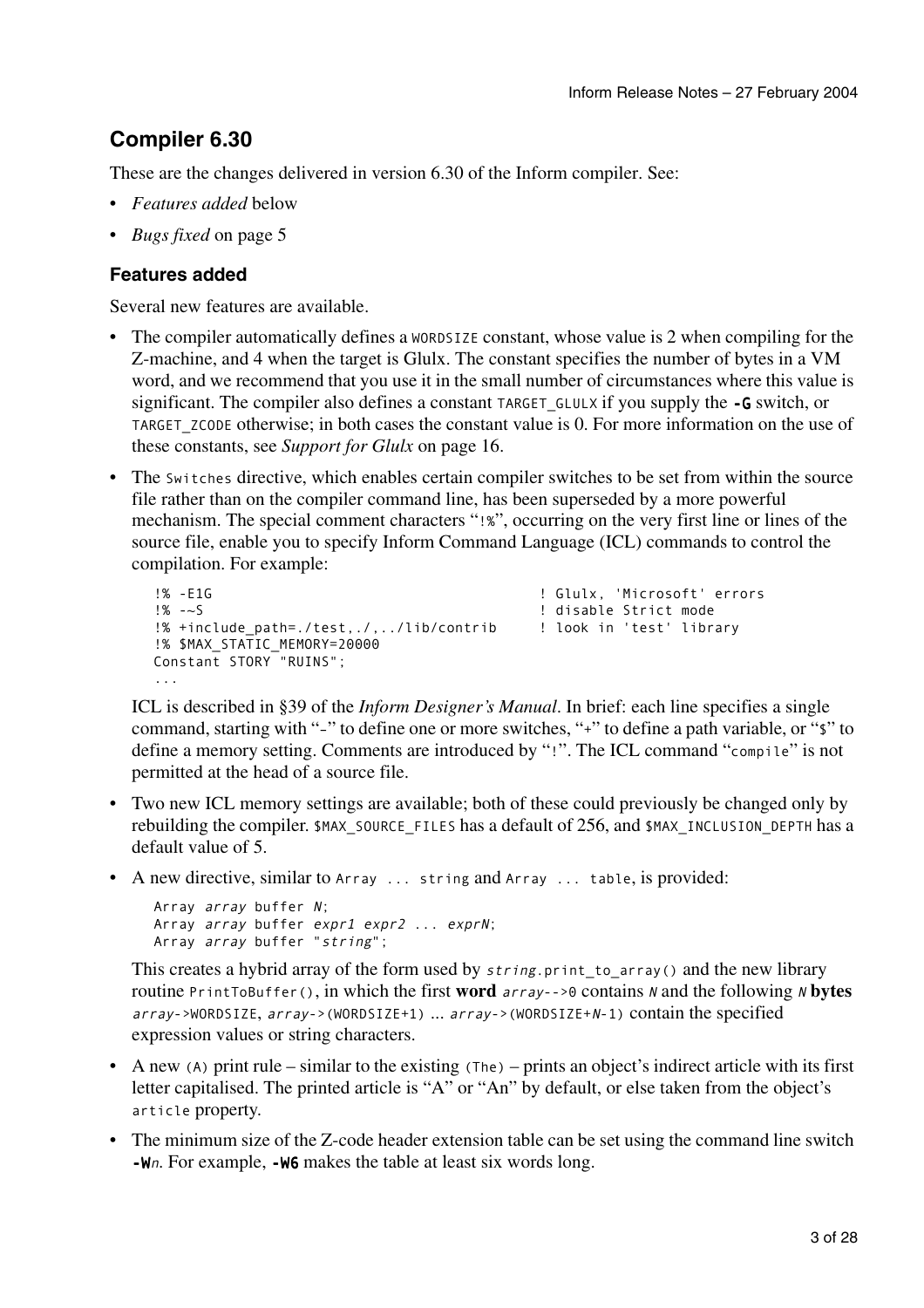## Compiler 6.30

These are the changes delivered in version 6.30 of the Inform compiler. See:

- *Features added* below
- *Bugs fixed* on page 5

### Features added

Several new features are available.

- The compiler automatically defines a `WORDSIZE` constant, whose value is 2 when compiling for the Z-machine, and 4 when the target is Glulx. The constant specifies the number of bytes in a VM word, and we recommend that you use it in the small number of circumstances where this value is significant. The compiler also defines a constant `TARGET_GLULX` if you supply the **`-G`** switch, or `TARGET_ZCODE` otherwise; in both cases the constant value is 0. For more information on the use of these constants, see *Support for Glulx* on page 16.

- The `Switches` directive, which enables certain compiler switches to be set from within the source file rather than on the compiler command line, has been superseded by a more powerful mechanism. The special comment characters "`!%`", occurring on the very first line or lines of the source file, enable you to specify Inform Command Language (ICL) commands to control the compilation. For example:

  ```
  !% -E1G                                      ! Glulx, 'Microsoft' errors
  !% -~S                                       ! disable Strict mode
  !% +include_path=./test,./,../lib/contrib    ! look in 'test' library
  !% $MAX_STATIC_MEMORY=20000
  Constant STORY "RUINS";
  ...
  ```

  ICL is described in §39 of the *Inform Designer's Manual*. In brief: each line specifies a single command, starting with "`-`" to define one or more switches, "`+`" to define a path variable, or "`$`" to define a memory setting. Comments are introduced by "`!`". The ICL command "`compile`" is not permitted at the head of a source file.

- Two new ICL memory settings are available; both of these could previously be changed only by rebuilding the compiler. `$MAX_SOURCE_FILES` has a default of 256, and `$MAX_INCLUSION_DEPTH` has a default value of 5.

- A new directive, similar to `Array ... string` and `Array ... table`, is provided:

  ```
  Array array buffer N;
  Array array buffer expr1 expr2 ... exprN;
  Array array buffer "string";
  ```

  This creates a hybrid array of the form used by *`string`*`.print_to_array()` and the new library routine `PrintToBuffer()`, in which the first **word** *`array`*`-->0` contains *`N`* and the following *`N`* **bytes** *`array`*`->WORDSIZE`, *`array`*`->(WORDSIZE+1)` ... *`array`*`->(WORDSIZE+`*`N`*`-1)` contain the specified expression values or string characters.

- A new `(A)` print rule – similar to the existing `(The)` – prints an object's indirect article with its first letter capitalised. The printed article is "A" or "An" by default, or else taken from the object's `article` property.

- The minimum size of the Z-code header extension table can be set using the command line switch **`-W`***n*. For example, **`-W6`** makes the table at least six words long.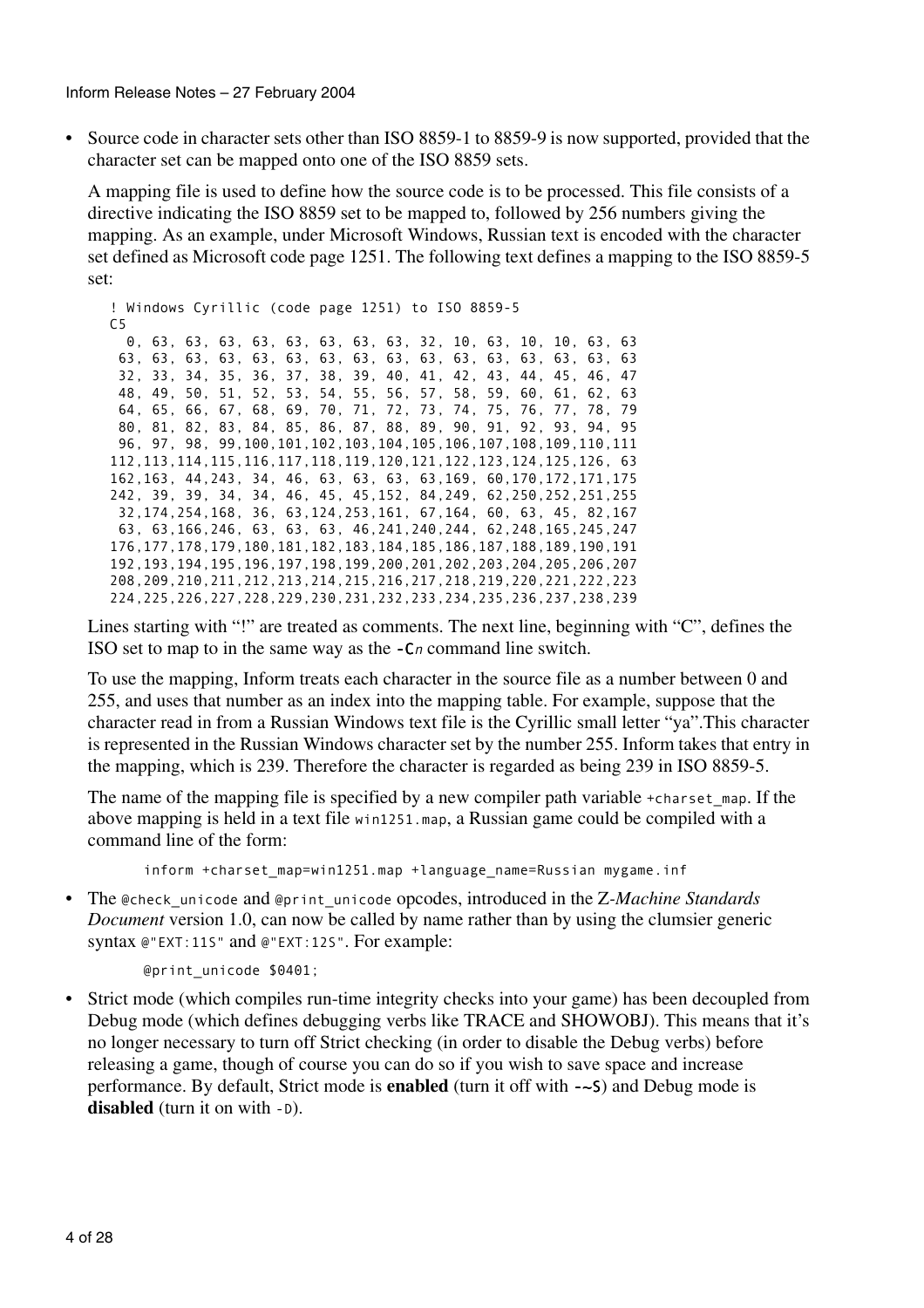- Source code in character sets other than ISO 8859-1 to 8859-9 is now supported, provided that the character set can be mapped onto one of the ISO 8859 sets.

  A mapping file is used to define how the source code is to be processed. This file consists of a directive indicating the ISO 8859 set to be mapped to, followed by 256 numbers giving the mapping. As an example, under Microsoft Windows, Russian text is encoded with the character set defined as Microsoft code page 1251. The following text defines a mapping to the ISO 8859-5 set:

  ```
  ! Windows Cyrillic (code page 1251) to ISO 8859-5
  C5
    0, 63, 63, 63, 63, 63, 63, 63, 63, 32, 10, 63, 10, 10, 63, 63
   63, 63, 63, 63, 63, 63, 63, 63, 63, 63, 63, 63, 63, 63, 63, 63
   32, 33, 34, 35, 36, 37, 38, 39, 40, 41, 42, 43, 44, 45, 46, 47
   48, 49, 50, 51, 52, 53, 54, 55, 56, 57, 58, 59, 60, 61, 62, 63
   64, 65, 66, 67, 68, 69, 70, 71, 72, 73, 74, 75, 76, 77, 78, 79
   80, 81, 82, 83, 84, 85, 86, 87, 88, 89, 90, 91, 92, 93, 94, 95
   96, 97, 98, 99,100,101,102,103,104,105,106,107,108,109,110,111
  112,113,114,115,116,117,118,119,120,121,122,123,124,125,126, 63
  162,163, 44,243, 34, 46, 63, 63, 63, 63,169, 60,170,172,171,175
  242, 39, 39, 34, 34, 46, 45, 45,152, 84,249, 62,250,252,251,255
   32,174,254,168, 36, 63,124,253,161, 67,164, 60, 63, 45, 82,167
   63, 63,166,246, 63, 63, 63, 46,241,240,244, 62,248,165,245,247
  176,177,178,179,180,181,182,183,184,185,186,187,188,189,190,191
  192,193,194,195,196,197,198,199,200,201,202,203,204,205,206,207
  208,209,210,211,212,213,214,215,216,217,218,219,220,221,222,223
  224,225,226,227,228,229,230,231,232,233,234,235,236,237,238,239
  ```

  Lines starting with "!" are treated as comments. The next line, beginning with "C", defines the ISO set to map to in the same way as the `-Cn` command line switch.

  To use the mapping, Inform treats each character in the source file as a number between 0 and 255, and uses that number as an index into the mapping table. For example, suppose that the character read in from a Russian Windows text file is the Cyrillic small letter "ya".This character is represented in the Russian Windows character set by the number 255. Inform takes that entry in the mapping, which is 239. Therefore the character is regarded as being 239 in ISO 8859-5.

  The name of the mapping file is specified by a new compiler path variable `+charset_map`. If the above mapping is held in a text file `win1251.map`, a Russian game could be compiled with a command line of the form:

  ```
  inform +charset_map=win1251.map +language_name=Russian mygame.inf
  ```

- The `@check_unicode` and `@print_unicode` opcodes, introduced in the *Z-Machine Standards Document* version 1.0, can now be called by name rather than by using the clumsier generic syntax `@"EXT:11S"` and `@"EXT:12S"`. For example:

  ```
  @print_unicode $0401;
  ```

- Strict mode (which compiles run-time integrity checks into your game) has been decoupled from Debug mode (which defines debugging verbs like TRACE and SHOWOBJ). This means that it's no longer necessary to turn off Strict checking (in order to disable the Debug verbs) before releasing a game, though of course you can do so if you wish to save space and increase performance. By default, Strict mode is **enabled** (turn it off with `-~S`) and Debug mode is **disabled** (turn it on with `-D`).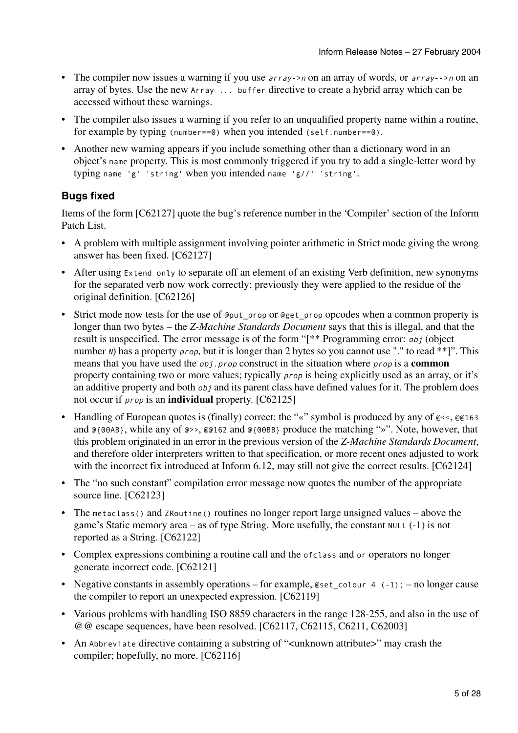- The compiler now issues a warning if you use `array->n` on an array of words, or `array-->n` on an array of bytes. Use the new `Array ... buffer` directive to create a hybrid array which can be accessed without these warnings.
- The compiler also issues a warning if you refer to an unqualified property name within a routine, for example by typing `(number==0)` when you intended `(self.number==0)`.
- Another new warning appears if you include something other than a dictionary word in an object's `name` property. This is most commonly triggered if you try to add a single-letter word by typing `name 'g' 'string'` when you intended `name 'g//' 'string'`.

### Bugs fixed

Items of the form [C62127] quote the bug's reference number in the 'Compiler' section of the Inform Patch List.

- A problem with multiple assignment involving pointer arithmetic in Strict mode giving the wrong answer has been fixed. [C62127]
- After using `Extend only` to separate off an element of an existing Verb definition, new synonyms for the separated verb now work correctly; previously they were applied to the residue of the original definition. [C62126]
- Strict mode now tests for the use of `@put_prop` or `@get_prop` opcodes when a common property is longer than two bytes – the *Z-Machine Standards Document* says that this is illegal, and that the result is unspecified. The error message is of the form "[** Programming error: *obj* (object number *N*) has a property *prop*, but it is longer than 2 bytes so you cannot use "." to read **]". This means that you have used the *obj.prop* construct in the situation where *prop* is a **common** property containing two or more values; typically *prop* is being explicitly used as an array, or it's an additive property and both *obj* and its parent class have defined values for it. The problem does not occur if *prop* is an **individual** property. [C62125]
- Handling of European quotes is (finally) correct: the "«" symbol is produced by any of `@<<`, `@@163` and `@{00AB}`, while any of `@>>`, `@@162` and `@{00BB}` produce the matching "»". Note, however, that this problem originated in an error in the previous version of the *Z-Machine Standards Document*, and therefore older interpreters written to that specification, or more recent ones adjusted to work with the incorrect fix introduced at Inform 6.12, may still not give the correct results. [C62124]
- The "no such constant" compilation error message now quotes the number of the appropriate source line. [C62123]
- The `metaclass()` and `ZRoutine()` routines no longer report large unsigned values – above the game's Static memory area – as of type String. More usefully, the constant `NULL` (-1) is not reported as a String. [C62122]
- Complex expressions combining a routine call and the `ofclass` and `or` operators no longer generate incorrect code. [C62121]
- Negative constants in assembly operations – for example, `@set_colour 4 (-1);` – no longer cause the compiler to report an unexpected expression. [C62119]
- Various problems with handling ISO 8859 characters in the range 128-255, and also in the use of @@ escape sequences, have been resolved. [C62117, C62115, C6211, C62003]
- An `Abbreviate` directive containing a substring of "<unknown attribute>" may crash the compiler; hopefully, no more. [C62116]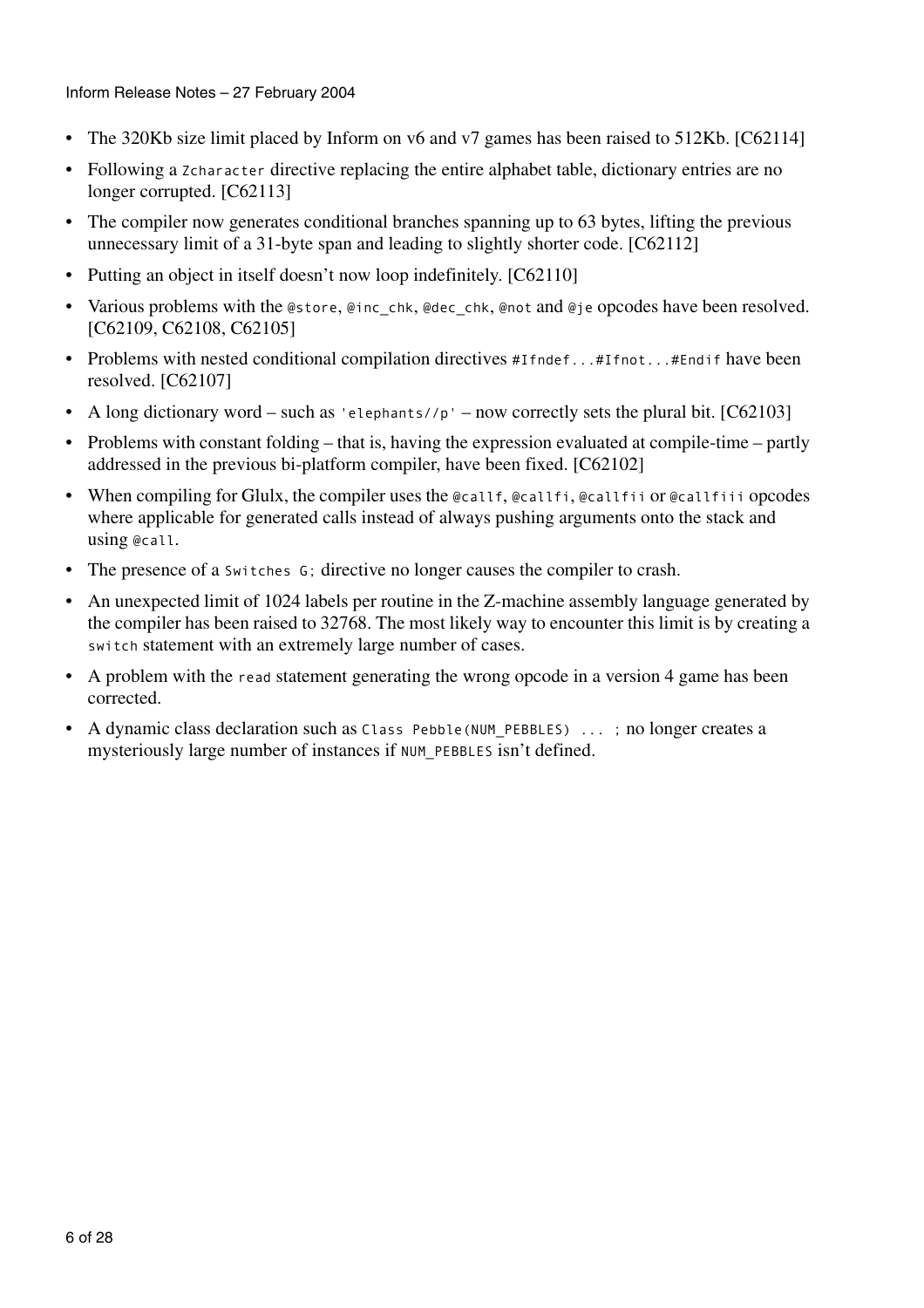- The 320Kb size limit placed by Inform on v6 and v7 games has been raised to 512Kb. [C62114]
- Following a `Zcharacter` directive replacing the entire alphabet table, dictionary entries are no longer corrupted. [C62113]
- The compiler now generates conditional branches spanning up to 63 bytes, lifting the previous unnecessary limit of a 31-byte span and leading to slightly shorter code. [C62112]
- Putting an object in itself doesn't now loop indefinitely. [C62110]
- Various problems with the `@store`, `@inc_chk`, `@dec_chk`, `@not` and `@je` opcodes have been resolved. [C62109, C62108, C62105]
- Problems with nested conditional compilation directives `#Ifndef...#Ifnot...#Endif` have been resolved. [C62107]
- A long dictionary word – such as `'elephants//p'` – now correctly sets the plural bit. [C62103]
- Problems with constant folding – that is, having the expression evaluated at compile-time – partly addressed in the previous bi-platform compiler, have been fixed. [C62102]
- When compiling for Glulx, the compiler uses the `@callf`, `@callfi`, `@callfii` or `@callfiii` opcodes where applicable for generated calls instead of always pushing arguments onto the stack and using `@call`.
- The presence of a `Switches G;` directive no longer causes the compiler to crash.
- An unexpected limit of 1024 labels per routine in the Z-machine assembly language generated by the compiler has been raised to 32768. The most likely way to encounter this limit is by creating a `switch` statement with an extremely large number of cases.
- A problem with the `read` statement generating the wrong opcode in a version 4 game has been corrected.
- A dynamic class declaration such as `Class Pebble(NUM_PEBBLES) ... ;` no longer creates a mysteriously large number of instances if `NUM_PEBBLES` isn't defined.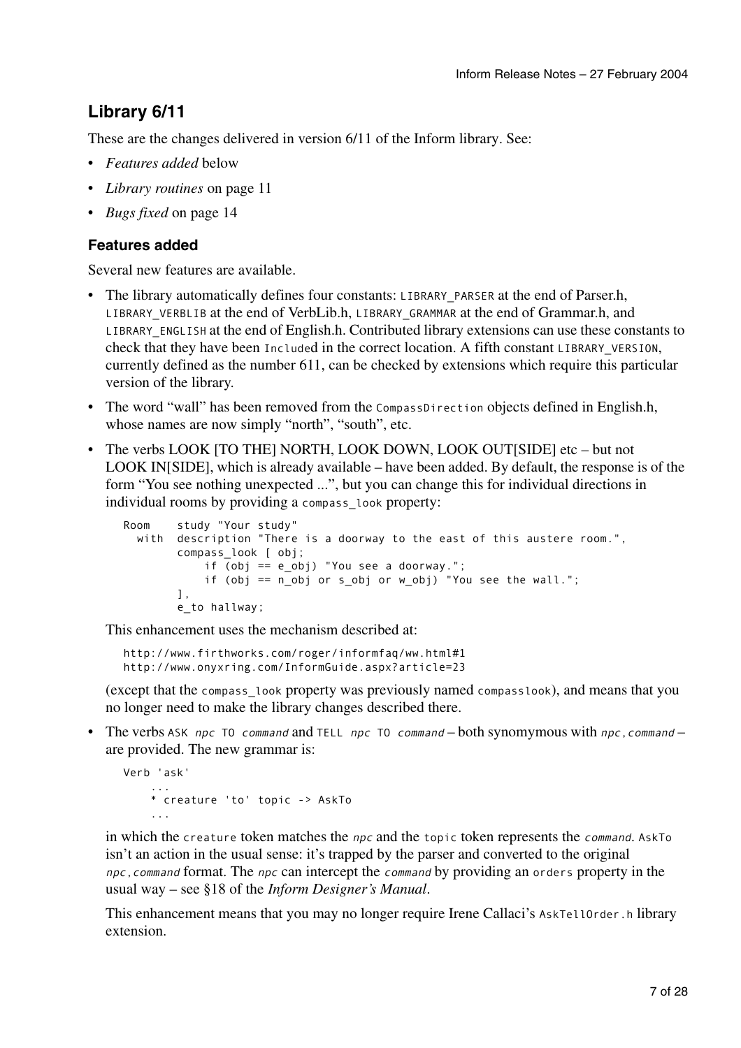## Library 6/11

These are the changes delivered in version 6/11 of the Inform library. See:

- *Features added* below
- *Library routines* on page 11
- *Bugs fixed* on page 14

### Features added

Several new features are available.

- The library automatically defines four constants: `LIBRARY_PARSER` at the end of Parser.h, `LIBRARY_VERBLIB` at the end of VerbLib.h, `LIBRARY_GRAMMAR` at the end of Grammar.h, and `LIBRARY_ENGLISH` at the end of English.h. Contributed library extensions can use these constants to check that they have been `Include`d in the correct location. A fifth constant `LIBRARY_VERSION`, currently defined as the number 611, can be checked by extensions which require this particular version of the library.
- The word "wall" has been removed from the `CompassDirection` objects defined in English.h, whose names are now simply "north", "south", etc.
- The verbs LOOK [TO THE] NORTH, LOOK DOWN, LOOK OUT[SIDE] etc – but not LOOK IN[SIDE], which is already available – have been added. By default, the response is of the form "You see nothing unexpected ...", but you can change this for individual directions in individual rooms by providing a `compass_look` property:

```
Room    study "Your study"
  with  description "There is a doorway to the east of this austere room.",
        compass_look [ obj;
            if (obj == e_obj) "You see a doorway.";
            if (obj == n_obj or s_obj or w_obj) "You see the wall.";
        ],
        e_to hallway;
```

  This enhancement uses the mechanism described at:

```
http://www.firthworks.com/roger/informfaq/ww.html#1
http://www.onyxring.com/InformGuide.aspx?article=23
```

  (except that the `compass_look` property was previously named `compasslook`), and means that you no longer need to make the library changes described there.

- The verbs `ASK` *`npc`* `TO` *`command`* and `TELL` *`npc`* `TO` *`command`* – both synomymous with *`npc,command`* – are provided. The new grammar is:

```
Verb 'ask'
    ...
    * creature 'to' topic -> AskTo
    ...
```

  in which the `creature` token matches the *`npc`* and the `topic` token represents the *`command`*. `AskTo` isn't an action in the usual sense: it's trapped by the parser and converted to the original *`npc,command`* format. The *`npc`* can intercept the *`command`* by providing an `orders` property in the usual way – see §18 of the *Inform Designer's Manual*.

  This enhancement means that you may no longer require Irene Callaci's `AskTellOrder.h` library extension.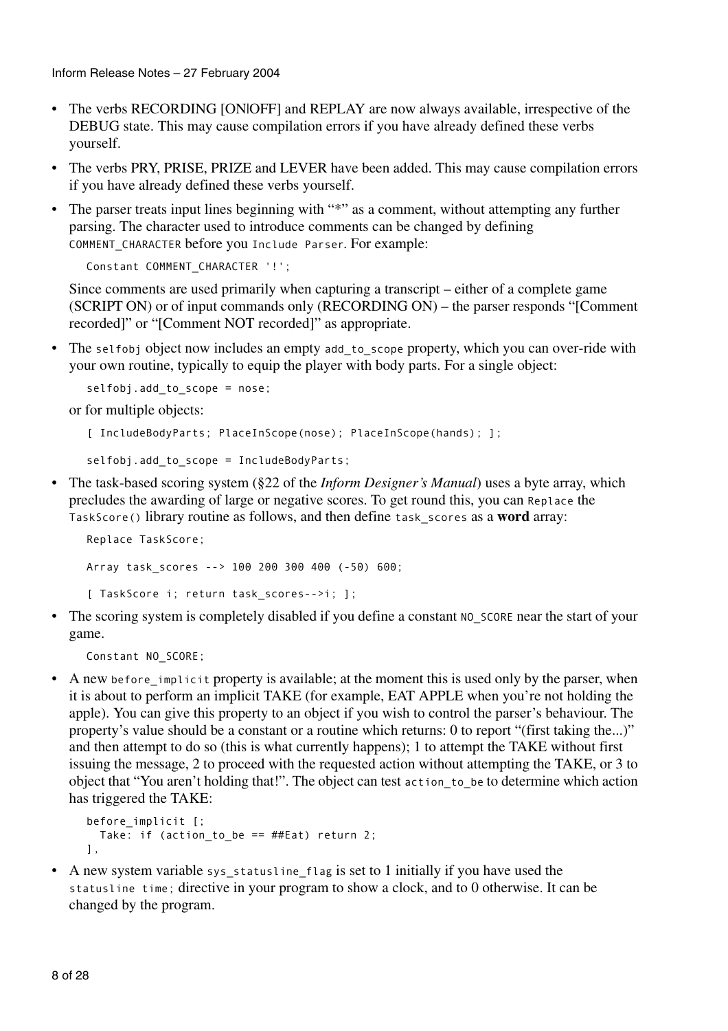- The verbs RECORDING [ON|OFF] and REPLAY are now always available, irrespective of the DEBUG state. This may cause compilation errors if you have already defined these verbs yourself.
- The verbs PRY, PRISE, PRIZE and LEVER have been added. This may cause compilation errors if you have already defined these verbs yourself.
- The parser treats input lines beginning with "*" as a comment, without attempting any further parsing. The character used to introduce comments can be changed by defining `COMMENT_CHARACTER` before you `Include Parser`. For example:

  ```
  Constant COMMENT_CHARACTER '!';
  ```

  Since comments are used primarily when capturing a transcript – either of a complete game (SCRIPT ON) or of input commands only (RECORDING ON) – the parser responds "[Comment recorded]" or "[Comment NOT recorded]" as appropriate.
- The `selfobj` object now includes an empty `add_to_scope` property, which you can over-ride with your own routine, typically to equip the player with body parts. For a single object:

  ```
  selfobj.add_to_scope = nose;
  ```

  or for multiple objects:

  ```
  [ IncludeBodyParts; PlaceInScope(nose); PlaceInScope(hands); ];

  selfobj.add_to_scope = IncludeBodyParts;
  ```
- The task-based scoring system (§22 of the *Inform Designer's Manual*) uses a byte array, which precludes the awarding of large or negative scores. To get round this, you can `Replace` the `TaskScore()` library routine as follows, and then define `task_scores` as a **word** array:

  ```
  Replace TaskScore;

  Array task_scores --> 100 200 300 400 (-50) 600;

  [ TaskScore i; return task_scores-->i; ];
  ```
- The scoring system is completely disabled if you define a constant `NO_SCORE` near the start of your game.

  ```
  Constant NO_SCORE;
  ```
- A new `before_implicit` property is available; at the moment this is used only by the parser, when it is about to perform an implicit TAKE (for example, EAT APPLE when you're not holding the apple). You can give this property to an object if you wish to control the parser's behaviour. The property's value should be a constant or a routine which returns: 0 to report "(first taking the...)" and then attempt to do so (this is what currently happens); 1 to attempt the TAKE without first issuing the message, 2 to proceed with the requested action without attempting the TAKE, or 3 to object that "You aren't holding that!". The object can test `action_to_be` to determine which action has triggered the TAKE:

  ```
  before_implicit [;
    Take: if (action_to_be == ##Eat) return 2;
  ],
  ```
- A new system variable `sys_statusline_flag` is set to 1 initially if you have used the `statusline time;` directive in your program to show a clock, and to 0 otherwise. It can be changed by the program.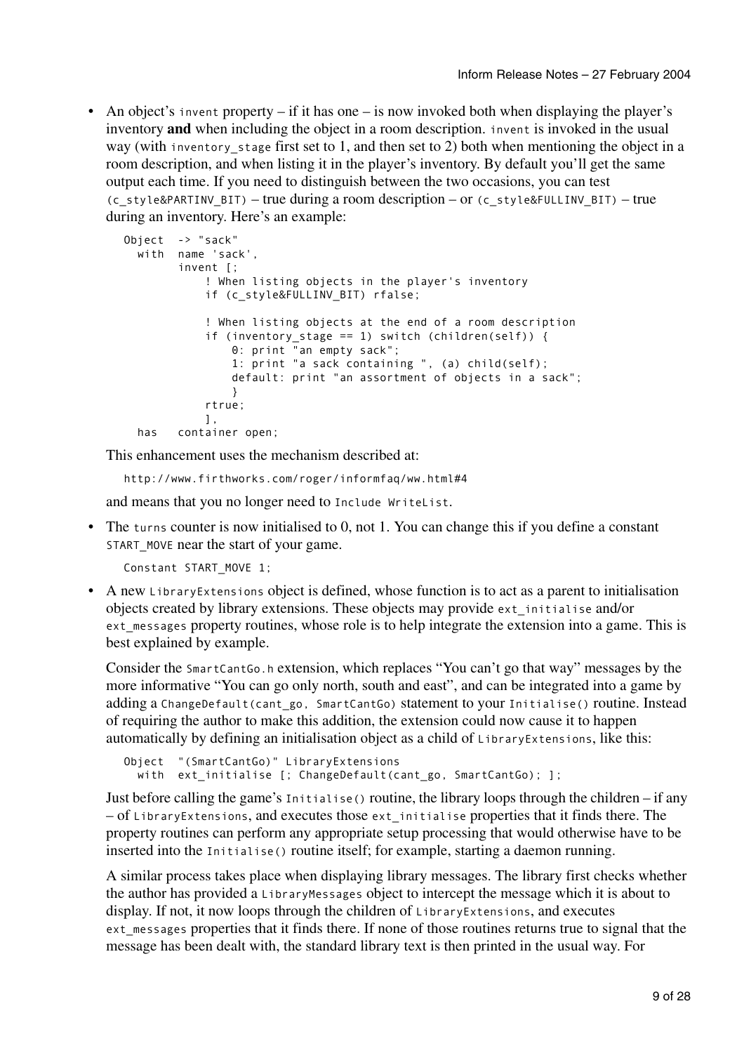- An object's `invent` property – if it has one – is now invoked both when displaying the player's inventory **and** when including the object in a room description. `invent` is invoked in the usual way (with `inventory_stage` first set to 1, and then set to 2) both when mentioning the object in a room description, and when listing it in the player's inventory. By default you'll get the same output each time. If you need to distinguish between the two occasions, you can test `(c_style&PARTINV_BIT)` – true during a room description – or `(c_style&FULLINV_BIT)` – true during an inventory. Here's an example:

  ```
  Object  -> "sack"
    with  name 'sack',
          invent [;
              ! When listing objects in the player's inventory
              if (c_style&FULLINV_BIT) rfalse;

              ! When listing objects at the end of a room description
              if (inventory_stage == 1) switch (children(self)) {
                  0: print "an empty sack";
                  1: print "a sack containing ", (a) child(self);
                  default: print "an assortment of objects in a sack";
                  }
              rtrue;
              ],
    has   container open;
  ```

  This enhancement uses the mechanism described at:

  ```
  http://www.firthworks.com/roger/informfaq/ww.html#4
  ```

  and means that you no longer need to `Include WriteList`.

- The `turns` counter is now initialised to 0, not 1. You can change this if you define a constant `START_MOVE` near the start of your game.

  ```
  Constant START_MOVE 1;
  ```

- A new `LibraryExtensions` object is defined, whose function is to act as a parent to initialisation objects created by library extensions. These objects may provide `ext_initialise` and/or `ext_messages` property routines, whose role is to help integrate the extension into a game. This is best explained by example.

  Consider the `SmartCantGo.h` extension, which replaces "You can't go that way" messages by the more informative "You can go only north, south and east", and can be integrated into a game by adding a `ChangeDefault(cant_go, SmartCantGo)` statement to your `Initialise()` routine. Instead of requiring the author to make this addition, the extension could now cause it to happen automatically by defining an initialisation object as a child of `LibraryExtensions`, like this:

  ```
  Object  "(SmartCantGo)" LibraryExtensions
    with  ext_initialise [; ChangeDefault(cant_go, SmartCantGo); ];
  ```

  Just before calling the game's `Initialise()` routine, the library loops through the children – if any – of `LibraryExtensions`, and executes those `ext_initialise` properties that it finds there. The property routines can perform any appropriate setup processing that would otherwise have to be inserted into the `Initialise()` routine itself; for example, starting a daemon running.

  A similar process takes place when displaying library messages. The library first checks whether the author has provided a `LibraryMessages` object to intercept the message which it is about to display. If not, it now loops through the children of `LibraryExtensions`, and executes `ext_messages` properties that it finds there. If none of those routines returns true to signal that the message has been dealt with, the standard library text is then printed in the usual way. For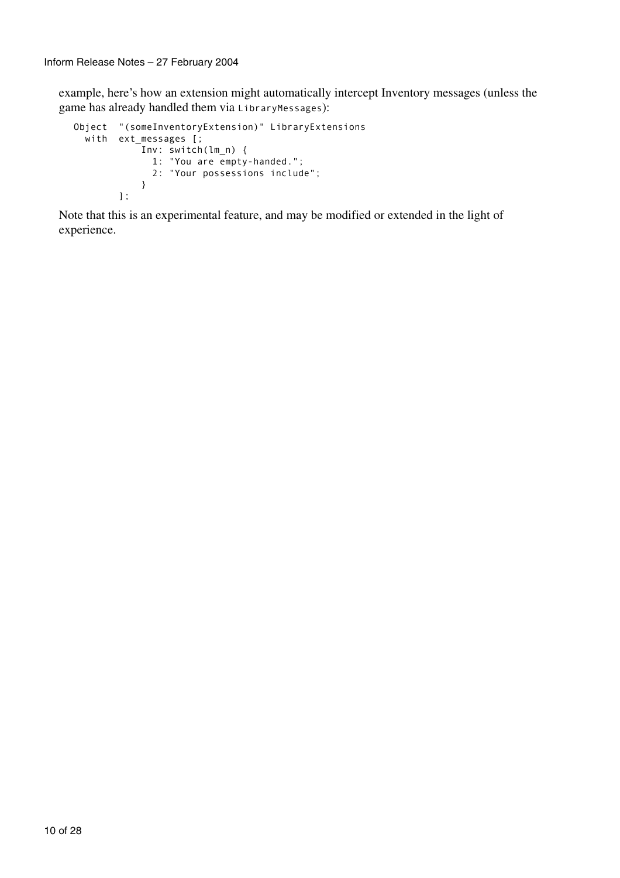example, here's how an extension might automatically intercept Inventory messages (unless the game has already handled them via `LibraryMessages`):

```
Object  "(someInventoryExtension)" LibraryExtensions
  with  ext_messages [;
            Inv: switch(lm_n) {
              1: "You are empty-handed.";
              2: "Your possessions include";
            }
        ];
```

Note that this is an experimental feature, and may be modified or extended in the light of experience.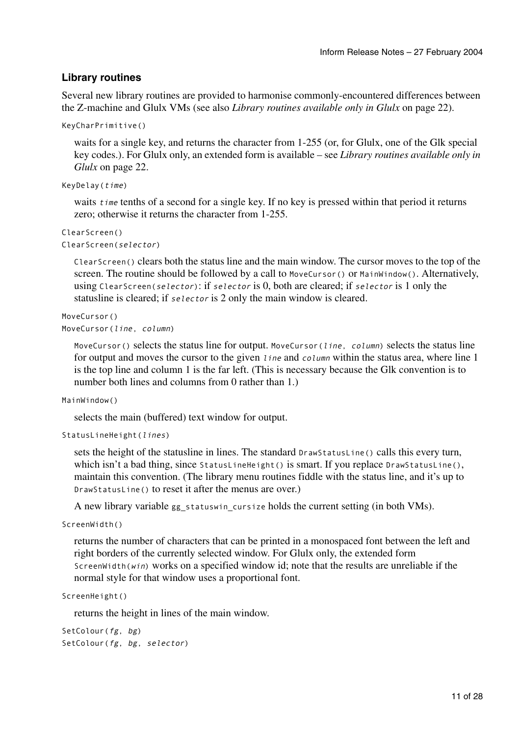### Library routines

Several new library routines are provided to harmonise commonly-encountered differences between the Z-machine and Glulx VMs (see also *Library routines available only in Glulx* on page 22).

`KeyCharPrimitive()`

waits for a single key, and returns the character from 1-255 (or, for Glulx, one of the Glk special key codes.). For Glulx only, an extended form is available – see *Library routines available only in Glulx* on page 22.

`KeyDelay(time)`

waits `time` tenths of a second for a single key. If no key is pressed within that period it returns zero; otherwise it returns the character from 1-255.

`ClearScreen()`
`ClearScreen(selector)`

`ClearScreen()` clears both the status line and the main window. The cursor moves to the top of the screen. The routine should be followed by a call to `MoveCursor()` or `MainWindow()`. Alternatively, using `ClearScreen(selector)`: if `selector` is 0, both are cleared; if `selector` is 1 only the statusline is cleared; if `selector` is 2 only the main window is cleared.

`MoveCursor()`
`MoveCursor(line, column)`

`MoveCursor()` selects the status line for output. `MoveCursor(line, column)` selects the status line for output and moves the cursor to the given `line` and `column` within the status area, where line 1 is the top line and column 1 is the far left. (This is necessary because the Glk convention is to number both lines and columns from 0 rather than 1.)

`MainWindow()`

selects the main (buffered) text window for output.

`StatusLineHeight(lines)`

sets the height of the statusline in lines. The standard `DrawStatusLine()` calls this every turn, which isn't a bad thing, since `StatusLineHeight()` is smart. If you replace `DrawStatusLine()`, maintain this convention. (The library menu routines fiddle with the status line, and it's up to `DrawStatusLine()` to reset it after the menus are over.)

A new library variable `gg_statuswin_cursize` holds the current setting (in both VMs).

`ScreenWidth()`

returns the number of characters that can be printed in a monospaced font between the left and right borders of the currently selected window. For Glulx only, the extended form `ScreenWidth(win)` works on a specified window id; note that the results are unreliable if the normal style for that window uses a proportional font.

`ScreenHeight()`

returns the height in lines of the main window.

`SetColour(fg, bg)`
`SetColour(fg, bg, selector)`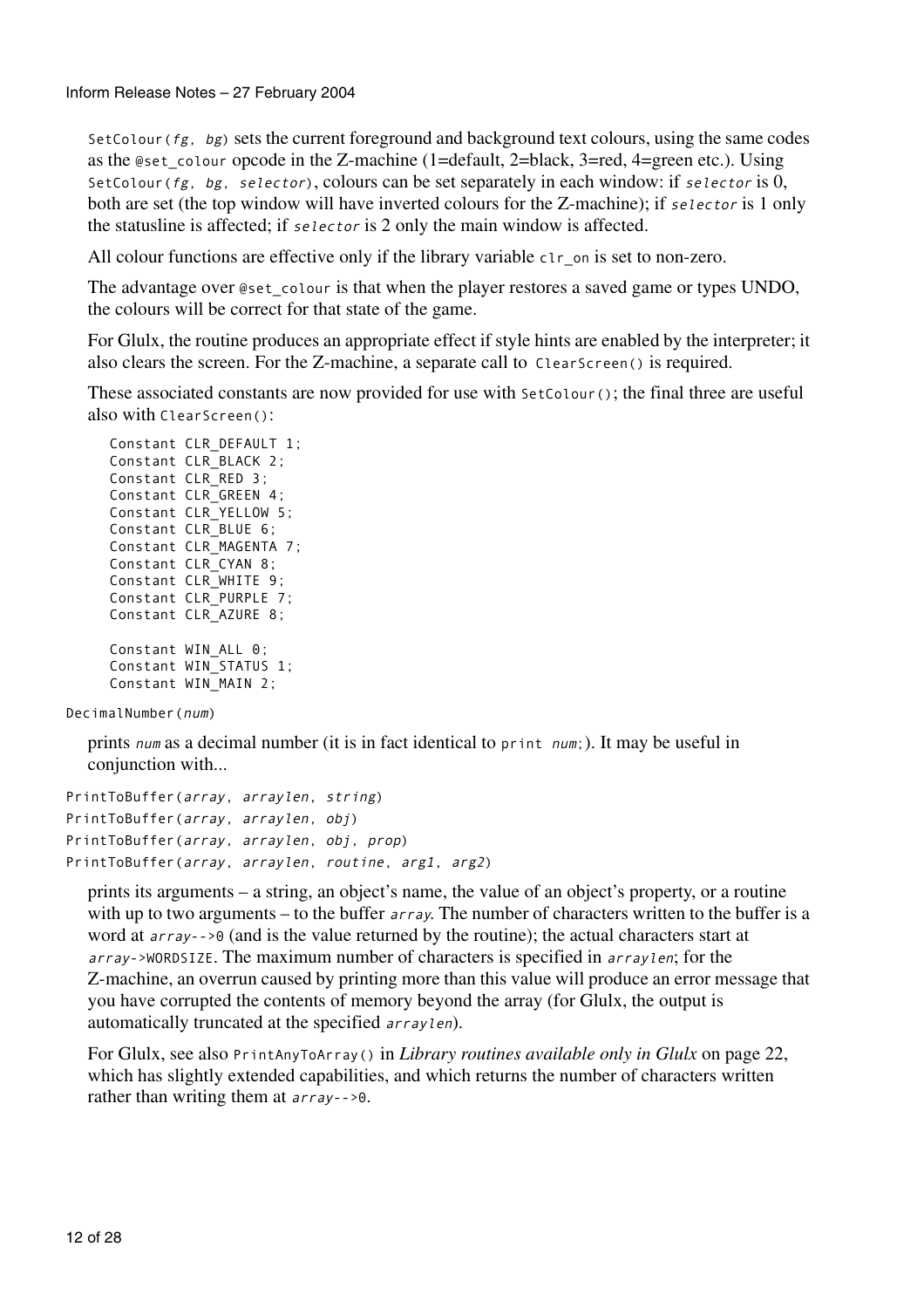`SetColour(fg, bg)` sets the current foreground and background text colours, using the same codes as the `@set_colour` opcode in the Z-machine (1=default, 2=black, 3=red, 4=green etc.). Using `SetColour(fg, bg, selector)`, colours can be set separately in each window: if *selector* is 0, both are set (the top window will have inverted colours for the Z-machine); if *selector* is 1 only the statusline is affected; if *selector* is 2 only the main window is affected.

All colour functions are effective only if the library variable `clr_on` is set to non-zero.

The advantage over `@set_colour` is that when the player restores a saved game or types UNDO, the colours will be correct for that state of the game.

For Glulx, the routine produces an appropriate effect if style hints are enabled by the interpreter; it also clears the screen. For the Z-machine, a separate call to `ClearScreen()` is required.

These associated constants are now provided for use with `SetColour()`; the final three are useful also with `ClearScreen()`:

```
Constant CLR_DEFAULT 1;
Constant CLR_BLACK 2;
Constant CLR_RED 3;
Constant CLR_GREEN 4;
Constant CLR_YELLOW 5;
Constant CLR_BLUE 6;
Constant CLR_MAGENTA 7;
Constant CLR_CYAN 8;
Constant CLR_WHITE 9;
Constant CLR_PURPLE 7;
Constant CLR_AZURE 8;

Constant WIN_ALL 0;
Constant WIN_STATUS 1;
Constant WIN_MAIN 2;
```

`DecimalNumber(num)`

prints *num* as a decimal number (it is in fact identical to `print num;`). It may be useful in conjunction with...

```
PrintToBuffer(array, arraylen, string)
PrintToBuffer(array, arraylen, obj)
PrintToBuffer(array, arraylen, obj, prop)
PrintToBuffer(array, arraylen, routine, arg1, arg2)
```

prints its arguments – a string, an object's name, the value of an object's property, or a routine with up to two arguments – to the buffer *array*. The number of characters written to the buffer is a word at `array-->0` (and is the value returned by the routine); the actual characters start at `array->WORDSIZE`. The maximum number of characters is specified in *arraylen*; for the Z-machine, an overrun caused by printing more than this value will produce an error message that you have corrupted the contents of memory beyond the array (for Glulx, the output is automatically truncated at the specified *arraylen*).

For Glulx, see also `PrintAnyToArray()` in *Library routines available only in Glulx* on page 22, which has slightly extended capabilities, and which returns the number of characters written rather than writing them at `array-->0`.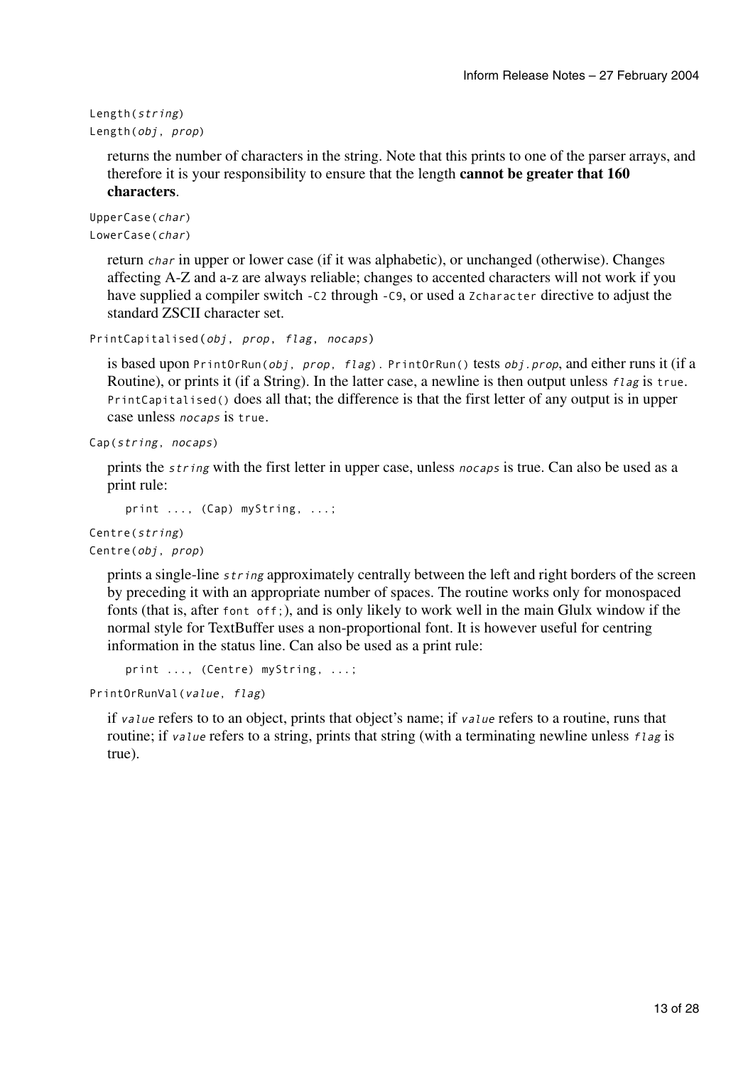`Length(string)`
`Length(obj, prop)`

returns the number of characters in the string. Note that this prints to one of the parser arrays, and therefore it is your responsibility to ensure that the length **cannot be greater that 160 characters**.

`UpperCase(char)`
`LowerCase(char)`

return `char` in upper or lower case (if it was alphabetic), or unchanged (otherwise). Changes affecting A-Z and a-z are always reliable; changes to accented characters will not work if you have supplied a compiler switch `-C2` through `-C9`, or used a `Zcharacter` directive to adjust the standard ZSCII character set.

`PrintCapitalised(obj, prop, flag, nocaps)`

is based upon `PrintOrRun(obj, prop, flag)`. `PrintOrRun()` tests `obj.prop`, and either runs it (if a Routine), or prints it (if a String). In the latter case, a newline is then output unless `flag` is `true`. `PrintCapitalised()` does all that; the difference is that the first letter of any output is in upper case unless `nocaps` is `true`.

`Cap(string, nocaps)`

prints the `string` with the first letter in upper case, unless `nocaps` is true. Can also be used as a print rule:

```
print ..., (Cap) myString, ...;
```

`Centre(string)`
`Centre(obj, prop)`

prints a single-line `string` approximately centrally between the left and right borders of the screen by preceding it with an appropriate number of spaces. The routine works only for monospaced fonts (that is, after `font off;`), and is only likely to work well in the main Glulx window if the normal style for TextBuffer uses a non-proportional font. It is however useful for centring information in the status line. Can also be used as a print rule:

```
print ..., (Centre) myString, ...;
```

`PrintOrRunVal(value, flag)`

if `value` refers to to an object, prints that object's name; if `value` refers to a routine, runs that routine; if `value` refers to a string, prints that string (with a terminating newline unless `flag` is true).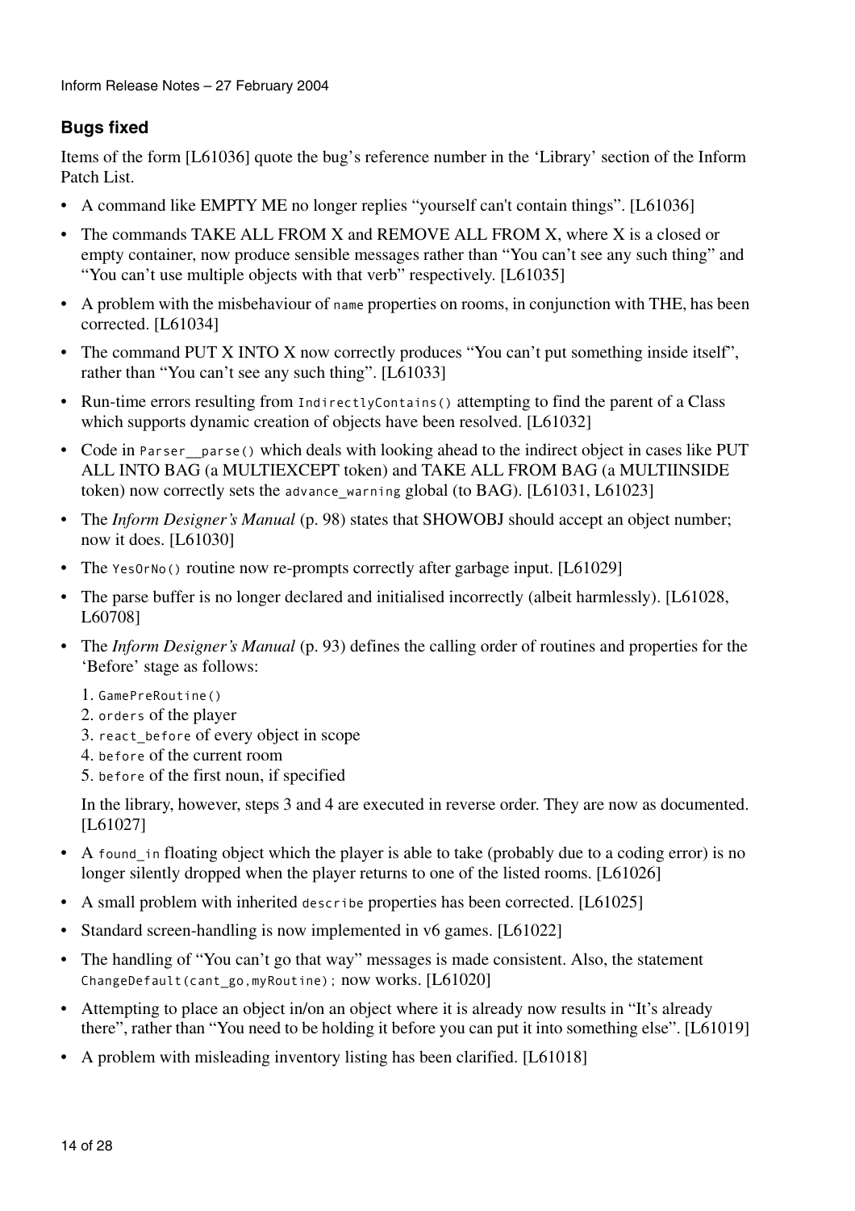### Bugs fixed

Items of the form [L61036] quote the bug's reference number in the 'Library' section of the Inform Patch List.

- A command like EMPTY ME no longer replies "yourself can't contain things". [L61036]
- The commands TAKE ALL FROM X and REMOVE ALL FROM X, where X is a closed or empty container, now produce sensible messages rather than "You can't see any such thing" and "You can't use multiple objects with that verb" respectively. [L61035]
- A problem with the misbehaviour of `name` properties on rooms, in conjunction with THE, has been corrected. [L61034]
- The command PUT X INTO X now correctly produces "You can't put something inside itself", rather than "You can't see any such thing". [L61033]
- Run-time errors resulting from `IndirectlyContains()` attempting to find the parent of a Class which supports dynamic creation of objects have been resolved. [L61032]
- Code in `Parser__parse()` which deals with looking ahead to the indirect object in cases like PUT ALL INTO BAG (a MULTIEXCEPT token) and TAKE ALL FROM BAG (a MULTIINSIDE token) now correctly sets the `advance_warning` global (to BAG). [L61031, L61023]
- The *Inform Designer's Manual* (p. 98) states that SHOWOBJ should accept an object number; now it does. [L61030]
- The `YesOrNo()` routine now re-prompts correctly after garbage input. [L61029]
- The parse buffer is no longer declared and initialised incorrectly (albeit harmlessly). [L61028, L60708]
- The *Inform Designer's Manual* (p. 93) defines the calling order of routines and properties for the 'Before' stage as follows:

  1. `GamePreRoutine()`
  2. `orders` of the player
  3. `react_before` of every object in scope
  4. `before` of the current room
  5. `before` of the first noun, if specified

  In the library, however, steps 3 and 4 are executed in reverse order. They are now as documented. [L61027]
- A `found_in` floating object which the player is able to take (probably due to a coding error) is no longer silently dropped when the player returns to one of the listed rooms. [L61026]
- A small problem with inherited `describe` properties has been corrected. [L61025]
- Standard screen-handling is now implemented in v6 games. [L61022]
- The handling of "You can't go that way" messages is made consistent. Also, the statement `ChangeDefault(cant_go,myRoutine);` now works. [L61020]
- Attempting to place an object in/on an object where it is already now results in "It's already there", rather than "You need to be holding it before you can put it into something else". [L61019]
- A problem with misleading inventory listing has been clarified. [L61018]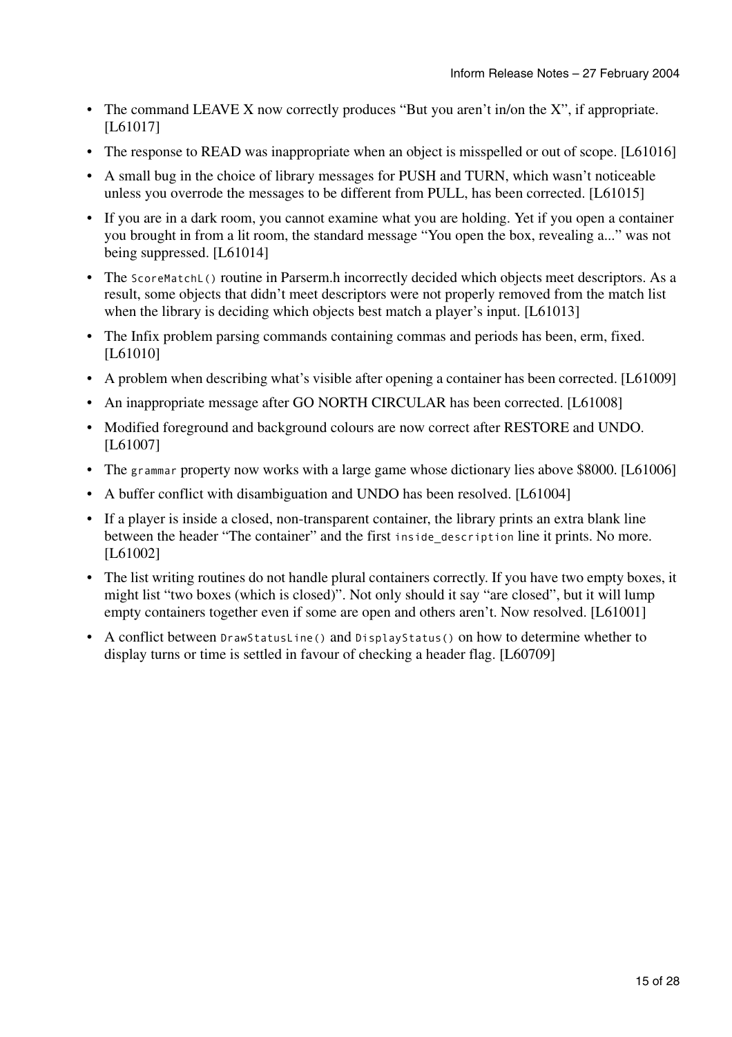- The command LEAVE X now correctly produces "But you aren't in/on the X", if appropriate. [L61017]
- The response to READ was inappropriate when an object is misspelled or out of scope. [L61016]
- A small bug in the choice of library messages for PUSH and TURN, which wasn't noticeable unless you overrode the messages to be different from PULL, has been corrected. [L61015]
- If you are in a dark room, you cannot examine what you are holding. Yet if you open a container you brought in from a lit room, the standard message "You open the box, revealing a..." was not being suppressed. [L61014]
- The `ScoreMatchL()` routine in Parserm.h incorrectly decided which objects meet descriptors. As a result, some objects that didn't meet descriptors were not properly removed from the match list when the library is deciding which objects best match a player's input. [L61013]
- The Infix problem parsing commands containing commas and periods has been, erm, fixed. [L61010]
- A problem when describing what's visible after opening a container has been corrected. [L61009]
- An inappropriate message after GO NORTH CIRCULAR has been corrected. [L61008]
- Modified foreground and background colours are now correct after RESTORE and UNDO. [L61007]
- The `grammar` property now works with a large game whose dictionary lies above $8000. [L61006]
- A buffer conflict with disambiguation and UNDO has been resolved. [L61004]
- If a player is inside a closed, non-transparent container, the library prints an extra blank line between the header "The container" and the first `inside_description` line it prints. No more. [L61002]
- The list writing routines do not handle plural containers correctly. If you have two empty boxes, it might list "two boxes (which is closed)". Not only should it say "are closed", but it will lump empty containers together even if some are open and others aren't. Now resolved. [L61001]
- A conflict between `DrawStatusLine()` and `DisplayStatus()` on how to determine whether to display turns or time is settled in favour of checking a header flag. [L60709]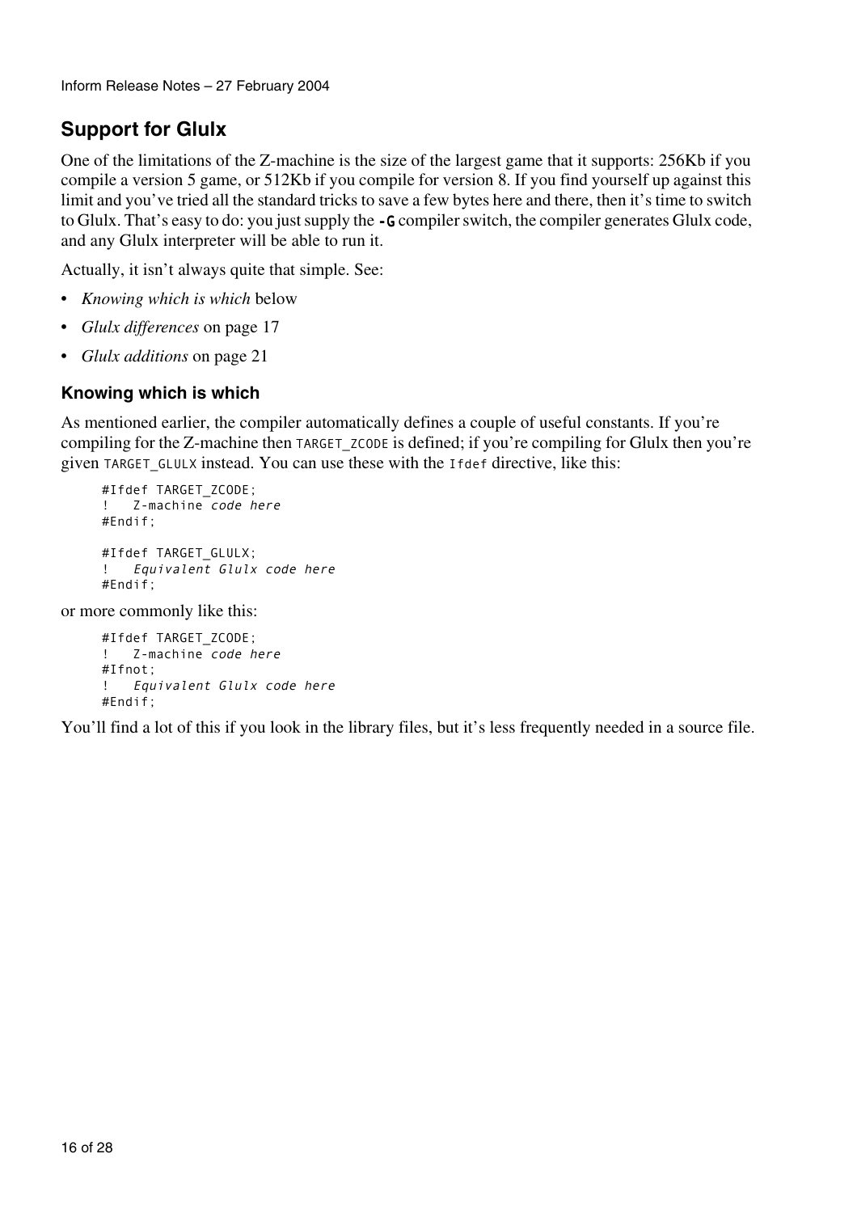## Support for Glulx

One of the limitations of the Z-machine is the size of the largest game that it supports: 256Kb if you compile a version 5 game, or 512Kb if you compile for version 8. If you find yourself up against this limit and you've tried all the standard tricks to save a few bytes here and there, then it's time to switch to Glulx. That's easy to do: you just supply the **-G** compiler switch, the compiler generates Glulx code, and any Glulx interpreter will be able to run it.

Actually, it isn't always quite that simple. See:

- *Knowing which is which* below
- *Glulx differences* on page 17
- *Glulx additions* on page 21

### Knowing which is which

As mentioned earlier, the compiler automatically defines a couple of useful constants. If you're compiling for the Z-machine then `TARGET_ZCODE` is defined; if you're compiling for Glulx then you're given `TARGET_GLULX` instead. You can use these with the `Ifdef` directive, like this:

```
#Ifdef TARGET_ZCODE;
!   Z-machine code here
#Endif;

#Ifdef TARGET_GLULX;
!   Equivalent Glulx code here
#Endif;
```

or more commonly like this:

```
#Ifdef TARGET_ZCODE;
!   Z-machine code here
#Ifnot;
!   Equivalent Glulx code here
#Endif;
```

You'll find a lot of this if you look in the library files, but it's less frequently needed in a source file.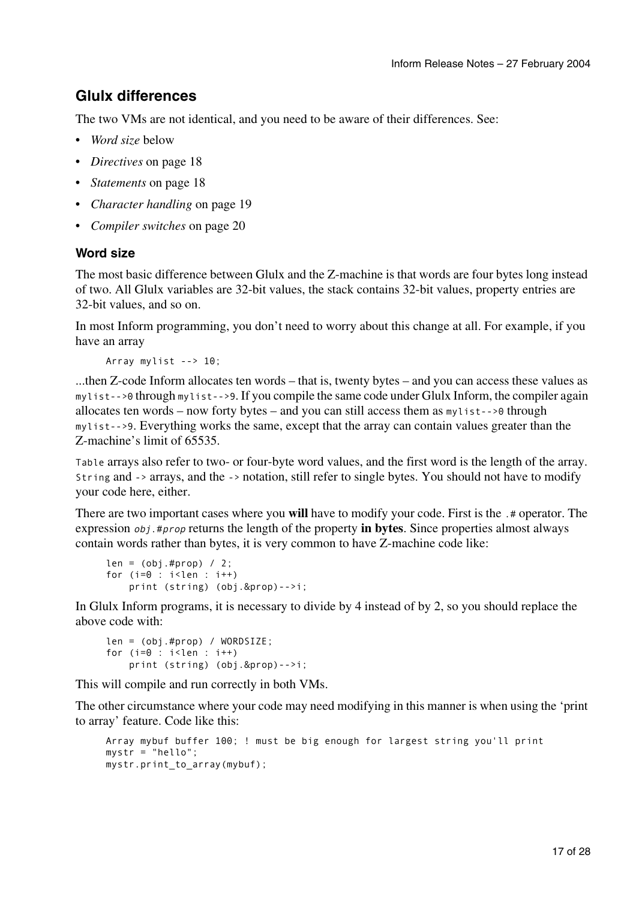## Glulx differences

The two VMs are not identical, and you need to be aware of their differences. See:

- *Word size* below
- *Directives* on page 18
- *Statements* on page 18
- *Character handling* on page 19
- *Compiler switches* on page 20

### Word size

The most basic difference between Glulx and the Z-machine is that words are four bytes long instead of two. All Glulx variables are 32-bit values, the stack contains 32-bit values, property entries are 32-bit values, and so on.

In most Inform programming, you don't need to worry about this change at all. For example, if you have an array

```
Array mylist --> 10;
```

...then Z-code Inform allocates ten words – that is, twenty bytes – and you can access these values as `mylist-->0` through `mylist-->9`. If you compile the same code under Glulx Inform, the compiler again allocates ten words – now forty bytes – and you can still access them as `mylist-->0` through `mylist-->9`. Everything works the same, except that the array can contain values greater than the Z-machine's limit of 65535.

`Table` arrays also refer to two- or four-byte word values, and the first word is the length of the array. `String` and `->` arrays, and the `->` notation, still refer to single bytes. You should not have to modify your code here, either.

There are two important cases where you **will** have to modify your code. First is the `.#` operator. The expression *`obj.#prop`* returns the length of the property **in bytes**. Since properties almost always contain words rather than bytes, it is very common to have Z-machine code like:

```
len = (obj.#prop) / 2;
for (i=0 : i<len : i++)
    print (string) (obj.&prop)-->i;
```

In Glulx Inform programs, it is necessary to divide by 4 instead of by 2, so you should replace the above code with:

```
len = (obj.#prop) / WORDSIZE;
for (i=0 : i<len : i++)
    print (string) (obj.&prop)-->i;
```

This will compile and run correctly in both VMs.

The other circumstance where your code may need modifying in this manner is when using the 'print to array' feature. Code like this:

```
Array mybuf buffer 100; ! must be big enough for largest string you'll print
mystr = "hello";
mystr.print_to_array(mybuf);
```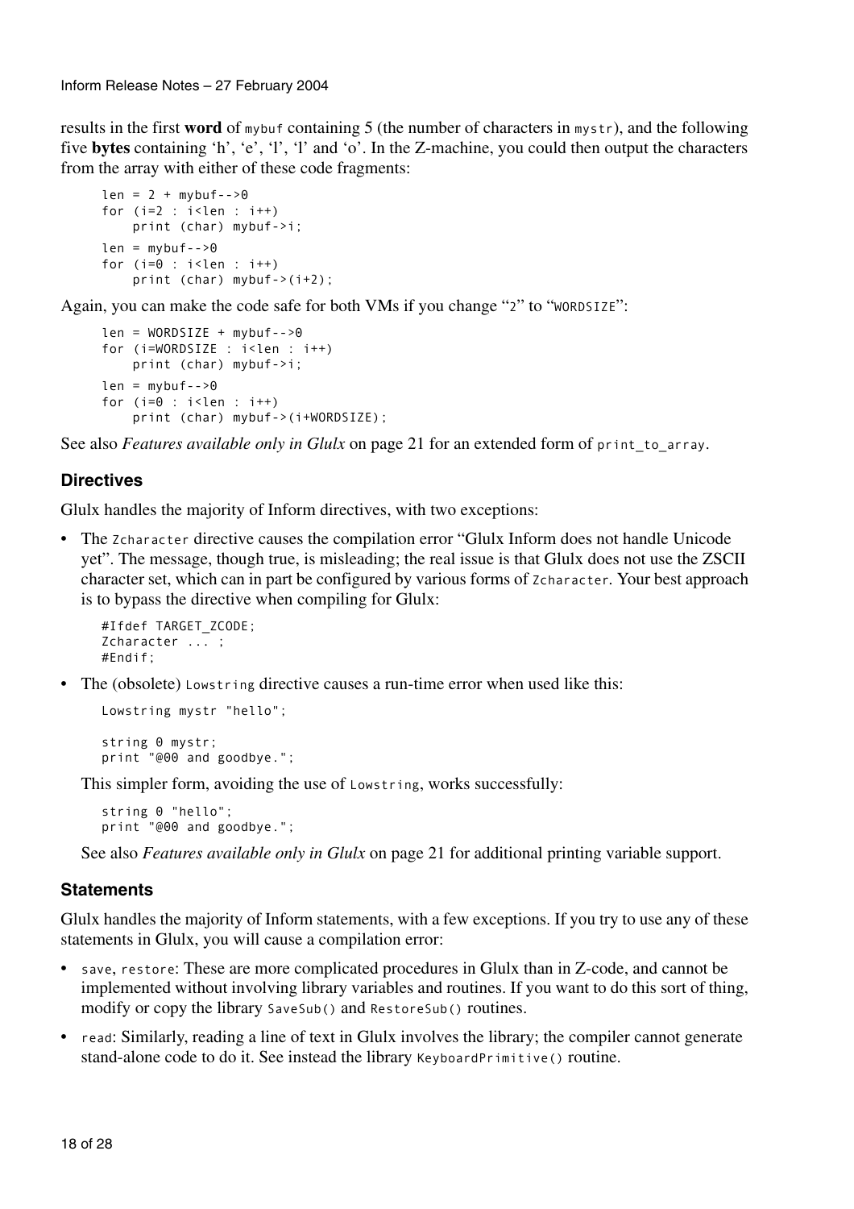results in the first **word** of `mybuf` containing 5 (the number of characters in `mystr`), and the following five **bytes** containing 'h', 'e', 'l', 'l' and 'o'. In the Z-machine, you could then output the characters from the array with either of these code fragments:

```
len = 2 + mybuf-->0
for (i=2 : i<len : i++)
    print (char) mybuf->i;
len = mybuf-->0
for (i=0 : i<len : i++)
    print (char) mybuf->(i+2);
```

Again, you can make the code safe for both VMs if you change "`2`" to "`WORDSIZE`":

```
len = WORDSIZE + mybuf-->0
for (i=WORDSIZE : i<len : i++)
    print (char) mybuf->i;
len = mybuf-->0
for (i=0 : i<len : i++)
    print (char) mybuf->(i+WORDSIZE);
```

See also *Features available only in Glulx* on page 21 for an extended form of `print_to_array`.

### Directives

Glulx handles the majority of Inform directives, with two exceptions:

- The `Zcharacter` directive causes the compilation error "Glulx Inform does not handle Unicode yet". The message, though true, is misleading; the real issue is that Glulx does not use the ZSCII character set, which can in part be configured by various forms of `Zcharacter`. Your best approach is to bypass the directive when compiling for Glulx:

  ```
  #Ifdef TARGET_ZCODE;
  Zcharacter ... ;
  #Endif;
  ```

- The (obsolete) `Lowstring` directive causes a run-time error when used like this:

  ```
  Lowstring mystr "hello";

  string 0 mystr;
  print "@00 and goodbye.";
  ```

  This simpler form, avoiding the use of `Lowstring`, works successfully:

  ```
  string 0 "hello";
  print "@00 and goodbye.";
  ```

  See also *Features available only in Glulx* on page 21 for additional printing variable support.

### Statements

Glulx handles the majority of Inform statements, with a few exceptions. If you try to use any of these statements in Glulx, you will cause a compilation error:

- `save`, `restore`: These are more complicated procedures in Glulx than in Z-code, and cannot be implemented without involving library variables and routines. If you want to do this sort of thing, modify or copy the library `SaveSub()` and `RestoreSub()` routines.
- `read`: Similarly, reading a line of text in Glulx involves the library; the compiler cannot generate stand-alone code to do it. See instead the library `KeyboardPrimitive()` routine.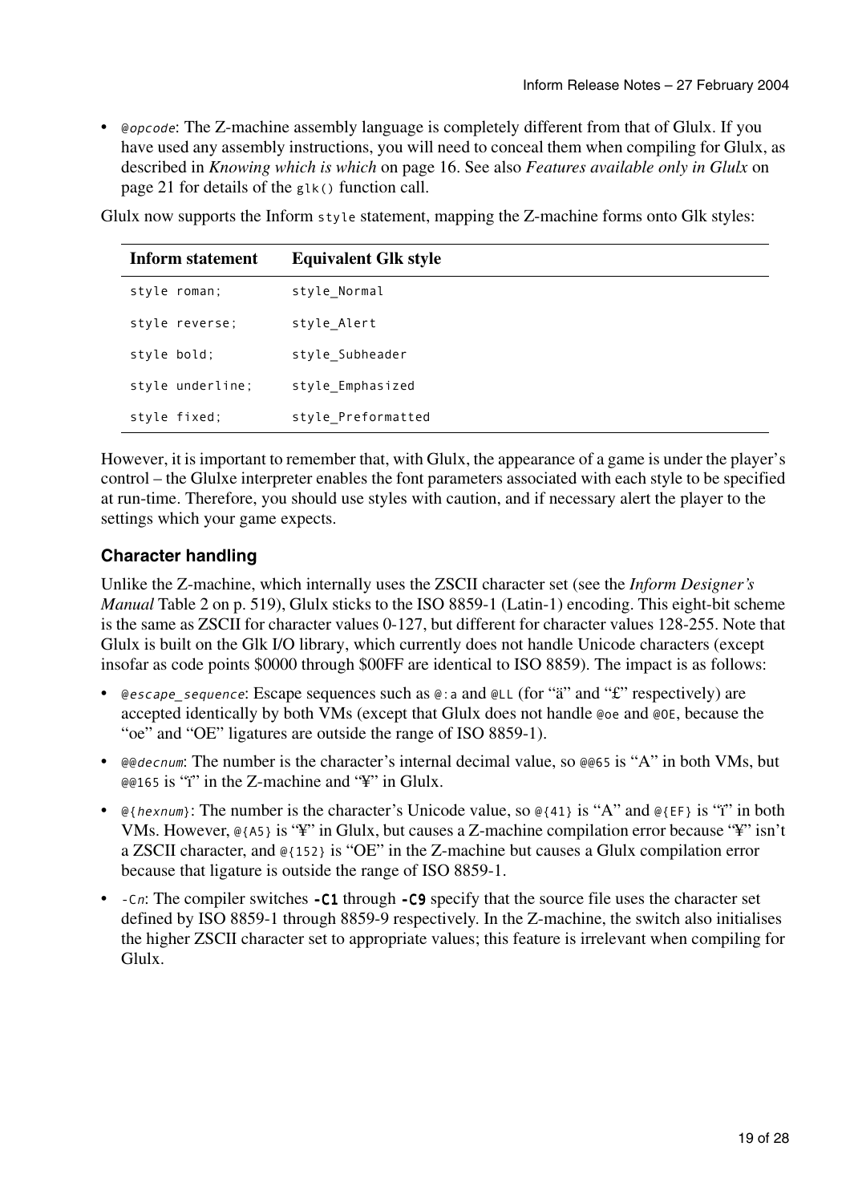- `@opcode`: The Z-machine assembly language is completely different from that of Glulx. If you have used any assembly instructions, you will need to conceal them when compiling for Glulx, as described in *Knowing which is which* on page 16. See also *Features available only in Glulx* on page 21 for details of the `glk()` function call.

Glulx now supports the Inform `style` statement, mapping the Z-machine forms onto Glk styles:

| Inform statement | Equivalent Glk style |
|---|---|
| `style roman;` | `style_Normal` |
| `style reverse;` | `style_Alert` |
| `style bold;` | `style_Subheader` |
| `style underline;` | `style_Emphasized` |
| `style fixed;` | `style_Preformatted` |

However, it is important to remember that, with Glulx, the appearance of a game is under the player's control – the Glulxe interpreter enables the font parameters associated with each style to be specified at run-time. Therefore, you should use styles with caution, and if necessary alert the player to the settings which your game expects.

### Character handling

Unlike the Z-machine, which internally uses the ZSCII character set (see the *Inform Designer's Manual* Table 2 on p. 519), Glulx sticks to the ISO 8859-1 (Latin-1) encoding. This eight-bit scheme is the same as ZSCII for character values 0-127, but different for character values 128-255. Note that Glulx is built on the Glk I/O library, which currently does not handle Unicode characters (except insofar as code points $0000 through $00FF are identical to ISO 8859). The impact is as follows:

- `@escape_sequence`: Escape sequences such as `@:a` and `@LL` (for "ä" and "£" respectively) are accepted identically by both VMs (except that Glulx does not handle `@oe` and `@OE`, because the "oe" and "OE" ligatures are outside the range of ISO 8859-1).
- `@@decnum`: The number is the character's internal decimal value, so `@@65` is "A" in both VMs, but `@@165` is "ï" in the Z-machine and "¥" in Glulx.
- `@{hexnum}`: The number is the character's Unicode value, so `@{41}` is "A" and `@{EF}` is "ï" in both VMs. However, `@{A5}` is "¥" in Glulx, but causes a Z-machine compilation error because "¥" isn't a ZSCII character, and `@{152}` is "OE" in the Z-machine but causes a Glulx compilation error because that ligature is outside the range of ISO 8859-1.
- `-Cn`: The compiler switches **`-C1`** through **`-C9`** specify that the source file uses the character set defined by ISO 8859-1 through 8859-9 respectively. In the Z-machine, the switch also initialises the higher ZSCII character set to appropriate values; this feature is irrelevant when compiling for Glulx.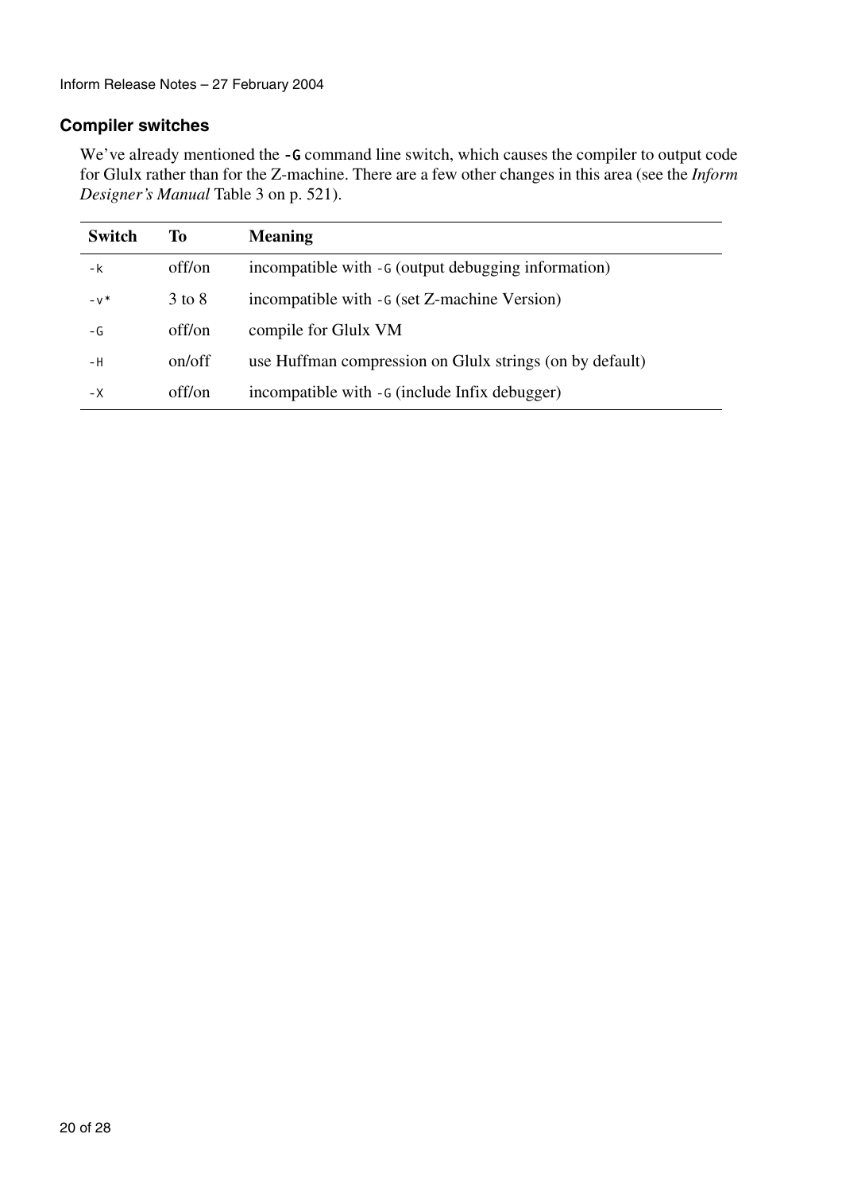### Compiler switches

We've already mentioned the `-G` command line switch, which causes the compiler to output code for Glulx rather than for the Z-machine. There are a few other changes in this area (see the *Inform Designer's Manual* Table 3 on p. 521).

| Switch | To | Meaning |
|---|---|---|
| `-k` | off/on | incompatible with `-G` (output debugging information) |
| `-v*` | 3 to 8 | incompatible with `-G` (set Z-machine Version) |
| `-G` | off/on | compile for Glulx VM |
| `-H` | on/off | use Huffman compression on Glulx strings (on by default) |
| `-X` | off/on | incompatible with `-G` (include Infix debugger) |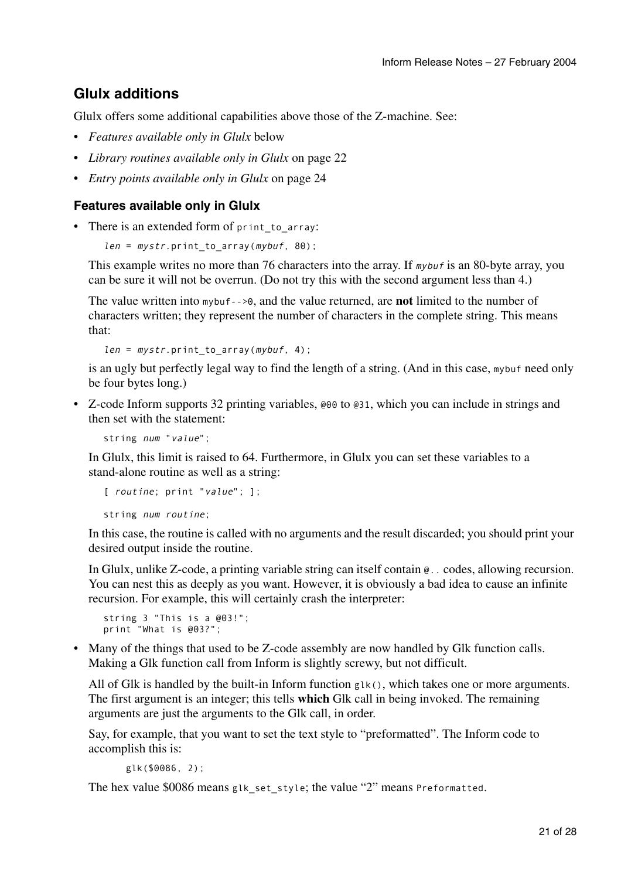## Glulx additions

Glulx offers some additional capabilities above those of the Z-machine. See:

- *Features available only in Glulx* below
- *Library routines available only in Glulx* on page 22
- *Entry points available only in Glulx* on page 24

### Features available only in Glulx

- There is an extended form of `print_to_array`:

  ```
  len = mystr.print_to_array(mybuf, 80);
  ```

  This example writes no more than 76 characters into the array. If *mybuf* is an 80-byte array, you can be sure it will not be overrun. (Do not try this with the second argument less than 4.)

  The value written into `mybuf-->0`, and the value returned, are **not** limited to the number of characters written; they represent the number of characters in the complete string. This means that:

  ```
  len = mystr.print_to_array(mybuf, 4);
  ```

  is an ugly but perfectly legal way to find the length of a string. (And in this case, `mybuf` need only be four bytes long.)

- Z-code Inform supports 32 printing variables, `@00` to `@31`, which you can include in strings and then set with the statement:

  ```
  string num "value";
  ```

  In Glulx, this limit is raised to 64. Furthermore, in Glulx you can set these variables to a stand-alone routine as well as a string:

  ```
  [ routine; print "value"; ];
  ```

  ```
  string num routine;
  ```

  In this case, the routine is called with no arguments and the result discarded; you should print your desired output inside the routine.

  In Glulx, unlike Z-code, a printing variable string can itself contain `@..` codes, allowing recursion. You can nest this as deeply as you want. However, it is obviously a bad idea to cause an infinite recursion. For example, this will certainly crash the interpreter:

  ```
  string 3 "This is a @03!";
  print "What is @03?";
  ```

- Many of the things that used to be Z-code assembly are now handled by Glk function calls. Making a Glk function call from Inform is slightly screwy, but not difficult.

  All of Glk is handled by the built-in Inform function `glk()`, which takes one or more arguments. The first argument is an integer; this tells **which** Glk call in being invoked. The remaining arguments are just the arguments to the Glk call, in order.

  Say, for example, that you want to set the text style to "preformatted". The Inform code to accomplish this is:

  ```
  glk($0086, 2);
  ```

  The hex value $0086 means `glk_set_style`; the value "2" means `Preformatted`.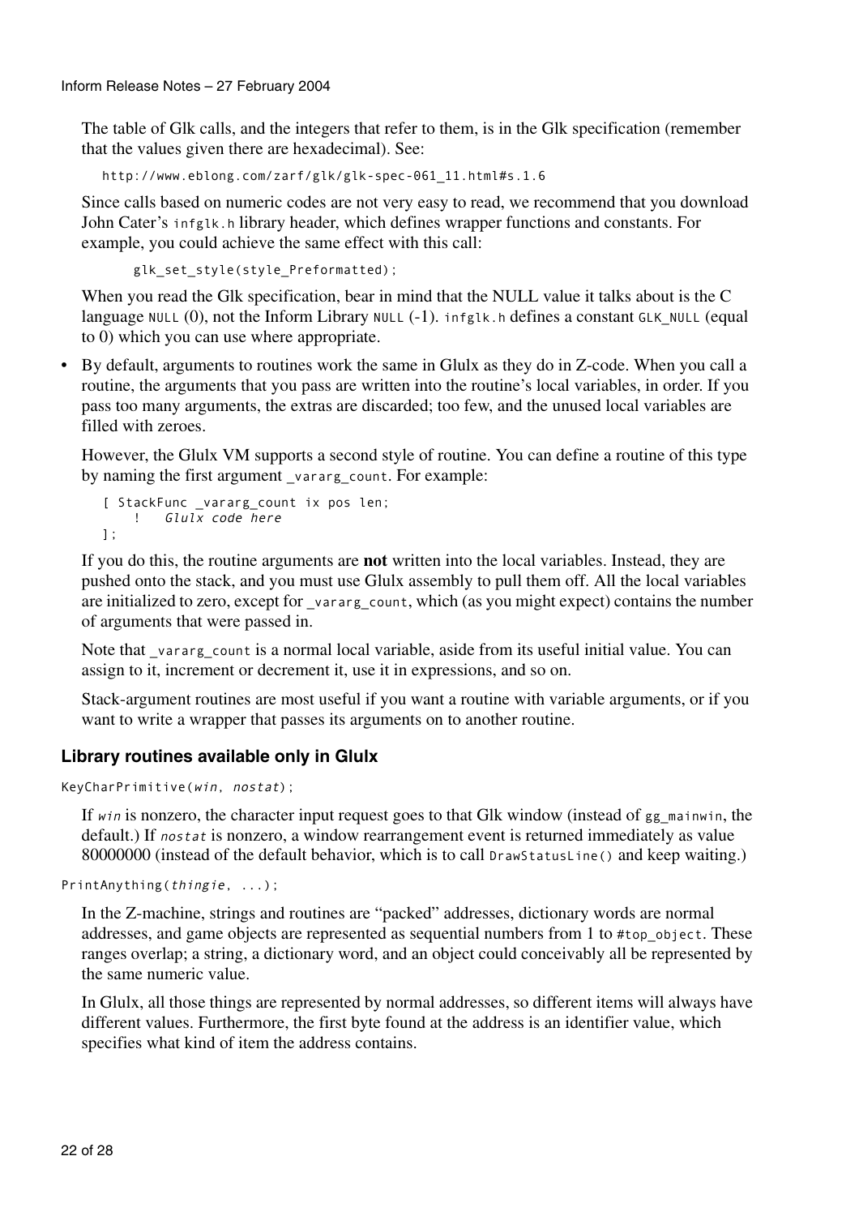The table of Glk calls, and the integers that refer to them, is in the Glk specification (remember that the values given there are hexadecimal). See:

```
http://www.eblong.com/zarf/glk/glk-spec-061_11.html#s.1.6
```

Since calls based on numeric codes are not very easy to read, we recommend that you download John Cater's `infglk.h` library header, which defines wrapper functions and constants. For example, you could achieve the same effect with this call:

```
glk_set_style(style_Preformatted);
```

When you read the Glk specification, bear in mind that the NULL value it talks about is the C language `NULL` (0), not the Inform Library `NULL` (-1). `infglk.h` defines a constant `GLK_NULL` (equal to 0) which you can use where appropriate.

- By default, arguments to routines work the same in Glulx as they do in Z-code. When you call a routine, the arguments that you pass are written into the routine's local variables, in order. If you pass too many arguments, the extras are discarded; too few, and the unused local variables are filled with zeroes.

  However, the Glulx VM supports a second style of routine. You can define a routine of this type by naming the first argument `_vararg_count`. For example:

  ```
  [ StackFunc _vararg_count ix pos len;
      !   Glulx code here
  ];
  ```

  If you do this, the routine arguments are **not** written into the local variables. Instead, they are pushed onto the stack, and you must use Glulx assembly to pull them off. All the local variables are initialized to zero, except for `_vararg_count`, which (as you might expect) contains the number of arguments that were passed in.

  Note that `_vararg_count` is a normal local variable, aside from its useful initial value. You can assign to it, increment or decrement it, use it in expressions, and so on.

  Stack-argument routines are most useful if you want a routine with variable arguments, or if you want to write a wrapper that passes its arguments on to another routine.

### Library routines available only in Glulx

`KeyCharPrimitive(`*`win`*`, `*`nostat`*`);`

If *`win`* is nonzero, the character input request goes to that Glk window (instead of `gg_mainwin`, the default.) If *`nostat`* is nonzero, a window rearrangement event is returned immediately as value 80000000 (instead of the default behavior, which is to call `DrawStatusLine()` and keep waiting.)

`PrintAnything(`*`thingie`*`, ...);`

In the Z-machine, strings and routines are "packed" addresses, dictionary words are normal addresses, and game objects are represented as sequential numbers from 1 to `#top_object`. These ranges overlap; a string, a dictionary word, and an object could conceivably all be represented by the same numeric value.

In Glulx, all those things are represented by normal addresses, so different items will always have different values. Furthermore, the first byte found at the address is an identifier value, which specifies what kind of item the address contains.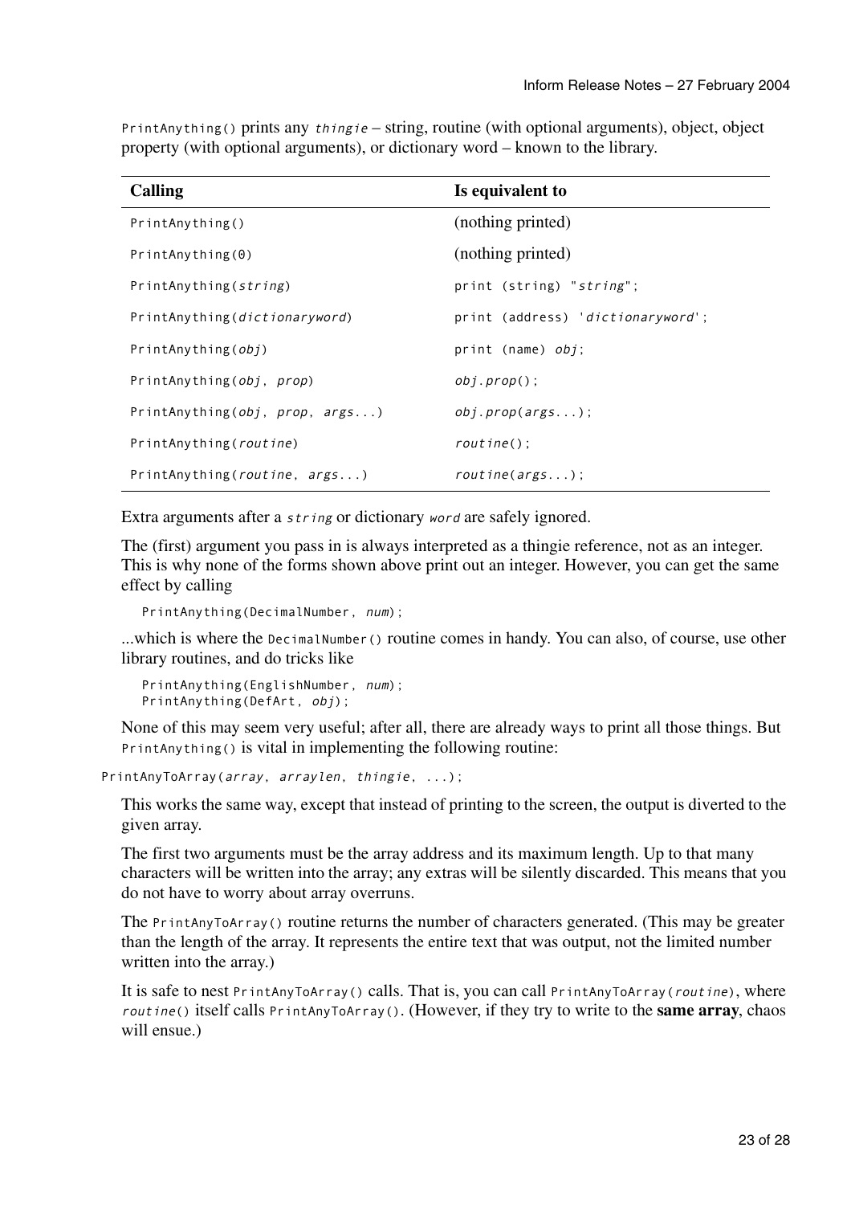`PrintAnything()` prints any *`thingie`* – string, routine (with optional arguments), object, object property (with optional arguments), or dictionary word – known to the library.

| **Calling** | **Is equivalent to** |
|---|---|
| `PrintAnything()` | (nothing printed) |
| `PrintAnything(0)` | (nothing printed) |
| `PrintAnything(`*`string`*`)` | `print (string) "`*`string`*`";` |
| `PrintAnything(`*`dictionaryword`*`)` | `print (address) '`*`dictionaryword`*`';` |
| `PrintAnything(`*`obj`*`)` | `print (name)` *`obj`*`;` |
| `PrintAnything(`*`obj`*`,` *`prop`*`)` | *`obj.prop`*`();` |
| `PrintAnything(`*`obj`*`,` *`prop`*`,` *`args...`*`)` | *`obj.prop`*`(`*`args...`*`);` |
| `PrintAnything(`*`routine`*`)` | *`routine`*`();` |
| `PrintAnything(`*`routine`*`,` *`args...`*`)` | *`routine`*`(`*`args...`*`);` |

Extra arguments after a *`string`* or dictionary *`word`* are safely ignored.

The (first) argument you pass in is always interpreted as a thingie reference, not as an integer. This is why none of the forms shown above print out an integer. However, you can get the same effect by calling

```
PrintAnything(DecimalNumber, num);
```

...which is where the `DecimalNumber()` routine comes in handy. You can also, of course, use other library routines, and do tricks like

```
PrintAnything(EnglishNumber, num);
PrintAnything(DefArt, obj);
```

None of this may seem very useful; after all, there are already ways to print all those things. But `PrintAnything()` is vital in implementing the following routine:

```
PrintAnyToArray(array, arraylen, thingie, ...);
```

This works the same way, except that instead of printing to the screen, the output is diverted to the given array.

The first two arguments must be the array address and its maximum length. Up to that many characters will be written into the array; any extras will be silently discarded. This means that you do not have to worry about array overruns.

The `PrintAnyToArray()` routine returns the number of characters generated. (This may be greater than the length of the array. It represents the entire text that was output, not the limited number written into the array.)

It is safe to nest `PrintAnyToArray()` calls. That is, you can call `PrintAnyToArray(`*`routine`*`)`, where *`routine`*`()` itself calls `PrintAnyToArray()`. (However, if they try to write to the **same array**, chaos will ensue.)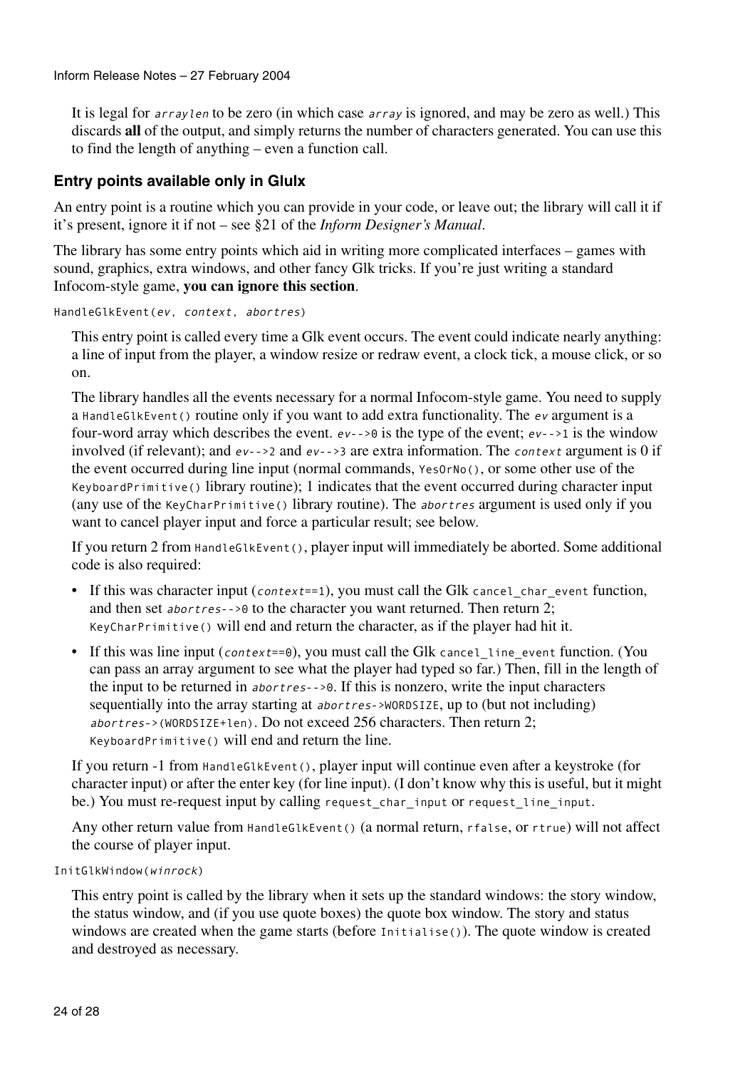It is legal for `arraylen` to be zero (in which case `array` is ignored, and may be zero as well.) This discards **all** of the output, and simply returns the number of characters generated. You can use this to find the length of anything – even a function call.

### Entry points available only in Glulx

An entry point is a routine which you can provide in your code, or leave out; the library will call it if it's present, ignore it if not – see §21 of the *Inform Designer's Manual*.

The library has some entry points which aid in writing more complicated interfaces – games with sound, graphics, extra windows, and other fancy Glk tricks. If you're just writing a standard Infocom-style game, **you can ignore this section**.

`HandleGlkEvent(ev, context, abortres)`

This entry point is called every time a Glk event occurs. The event could indicate nearly anything: a line of input from the player, a window resize or redraw event, a clock tick, a mouse click, or so on.

The library handles all the events necessary for a normal Infocom-style game. You need to supply a `HandleGlkEvent()` routine only if you want to add extra functionality. The `ev` argument is a four-word array which describes the event. `ev-->0` is the type of the event; `ev-->1` is the window involved (if relevant); and `ev-->2` and `ev-->3` are extra information. The `context` argument is 0 if the event occurred during line input (normal commands, `YesOrNo()`, or some other use of the `KeyboardPrimitive()` library routine); 1 indicates that the event occurred during character input (any use of the `KeyCharPrimitive()` library routine). The `abortres` argument is used only if you want to cancel player input and force a particular result; see below.

If you return 2 from `HandleGlkEvent()`, player input will immediately be aborted. Some additional code is also required:

- If this was character input (`context==1`), you must call the Glk `cancel_char_event` function, and then set `abortres-->0` to the character you want returned. Then return 2; `KeyCharPrimitive()` will end and return the character, as if the player had hit it.
- If this was line input (`context==0`), you must call the Glk `cancel_line_event` function. (You can pass an array argument to see what the player had typed so far.) Then, fill in the length of the input to be returned in `abortres-->0`. If this is nonzero, write the input characters sequentially into the array starting at `abortres->WORDSIZE`, up to (but not including) `abortres->(WORDSIZE+len)`. Do not exceed 256 characters. Then return 2; `KeyboardPrimitive()` will end and return the line.

If you return -1 from `HandleGlkEvent()`, player input will continue even after a keystroke (for character input) or after the enter key (for line input). (I don't know why this is useful, but it might be.) You must re-request input by calling `request_char_input` or `request_line_input`.

Any other return value from `HandleGlkEvent()` (a normal return, `rfalse`, or `rtrue`) will not affect the course of player input.

`InitGlkWindow(winrock)`

This entry point is called by the library when it sets up the standard windows: the story window, the status window, and (if you use quote boxes) the quote box window. The story and status windows are created when the game starts (before `Initialise()`). The quote window is created and destroyed as necessary.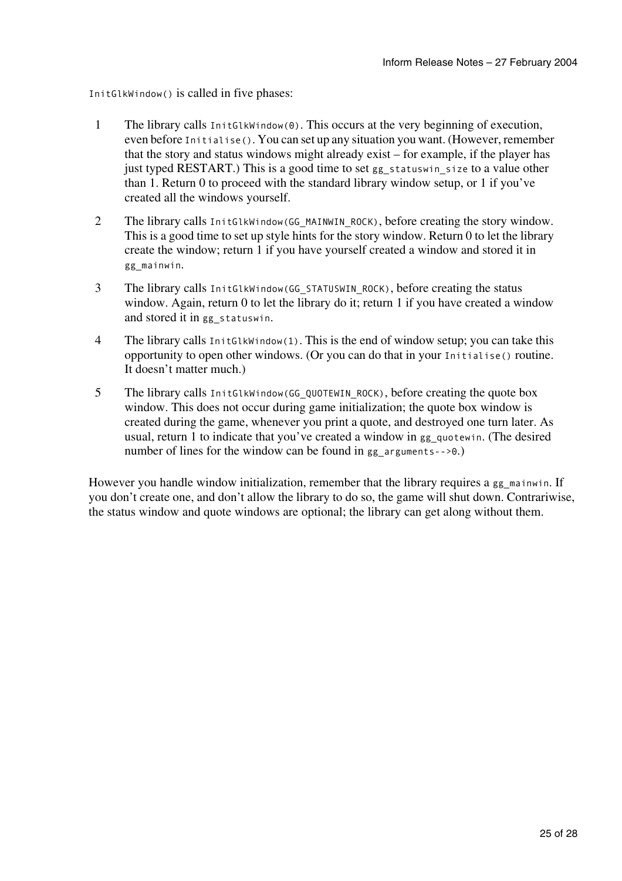`InitGlkWindow()` is called in five phases:

1. The library calls `InitGlkWindow(0)`. This occurs at the very beginning of execution, even before `Initialise()`. You can set up any situation you want. (However, remember that the story and status windows might already exist – for example, if the player has just typed RESTART.) This is a good time to set `gg_statuswin_size` to a value other than 1. Return 0 to proceed with the standard library window setup, or 1 if you've created all the windows yourself.
2. The library calls `InitGlkWindow(GG_MAINWIN_ROCK)`, before creating the story window. This is a good time to set up style hints for the story window. Return 0 to let the library create the window; return 1 if you have yourself created a window and stored it in `gg_mainwin`.
3. The library calls `InitGlkWindow(GG_STATUSWIN_ROCK)`, before creating the status window. Again, return 0 to let the library do it; return 1 if you have created a window and stored it in `gg_statuswin`.
4. The library calls `InitGlkWindow(1)`. This is the end of window setup; you can take this opportunity to open other windows. (Or you can do that in your `Initialise()` routine. It doesn't matter much.)
5. The library calls `InitGlkWindow(GG_QUOTEWIN_ROCK)`, before creating the quote box window. This does not occur during game initialization; the quote box window is created during the game, whenever you print a quote, and destroyed one turn later. As usual, return 1 to indicate that you've created a window in `gg_quotewin`. (The desired number of lines for the window can be found in `gg_arguments-->0`.)

However you handle window initialization, remember that the library requires a `gg_mainwin`. If you don't create one, and don't allow the library to do so, the game will shut down. Contrariwise, the status window and quote windows are optional; the library can get along without them.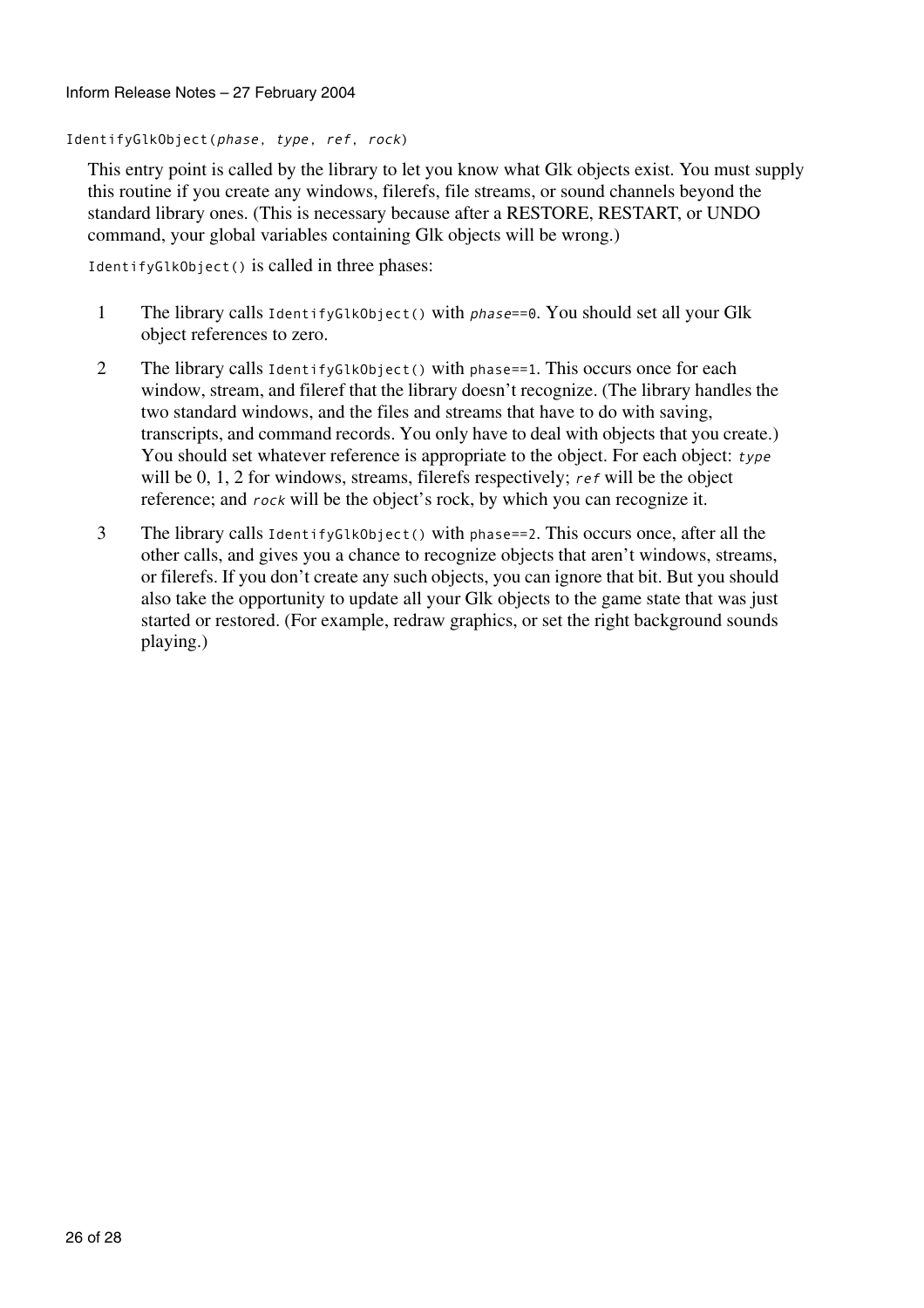`IdentifyGlkObject(phase, type, ref, rock)`

This entry point is called by the library to let you know what Glk objects exist. You must supply this routine if you create any windows, filerefs, file streams, or sound channels beyond the standard library ones. (This is necessary because after a RESTORE, RESTART, or UNDO command, your global variables containing Glk objects will be wrong.)

`IdentifyGlkObject()` is called in three phases:

1. The library calls `IdentifyGlkObject()` with `phase==0`. You should set all your Glk object references to zero.
2. The library calls `IdentifyGlkObject()` with `phase==1`. This occurs once for each window, stream, and fileref that the library doesn't recognize. (The library handles the two standard windows, and the files and streams that have to do with saving, transcripts, and command records. You only have to deal with objects that you create.) You should set whatever reference is appropriate to the object. For each object: *type* will be 0, 1, 2 for windows, streams, filerefs respectively; *ref* will be the object reference; and *rock* will be the object's rock, by which you can recognize it.
3. The library calls `IdentifyGlkObject()` with `phase==2`. This occurs once, after all the other calls, and gives you a chance to recognize objects that aren't windows, streams, or filerefs. If you don't create any such objects, you can ignore that bit. But you should also take the opportunity to update all your Glk objects to the game state that was just started or restored. (For example, redraw graphics, or set the right background sounds playing.)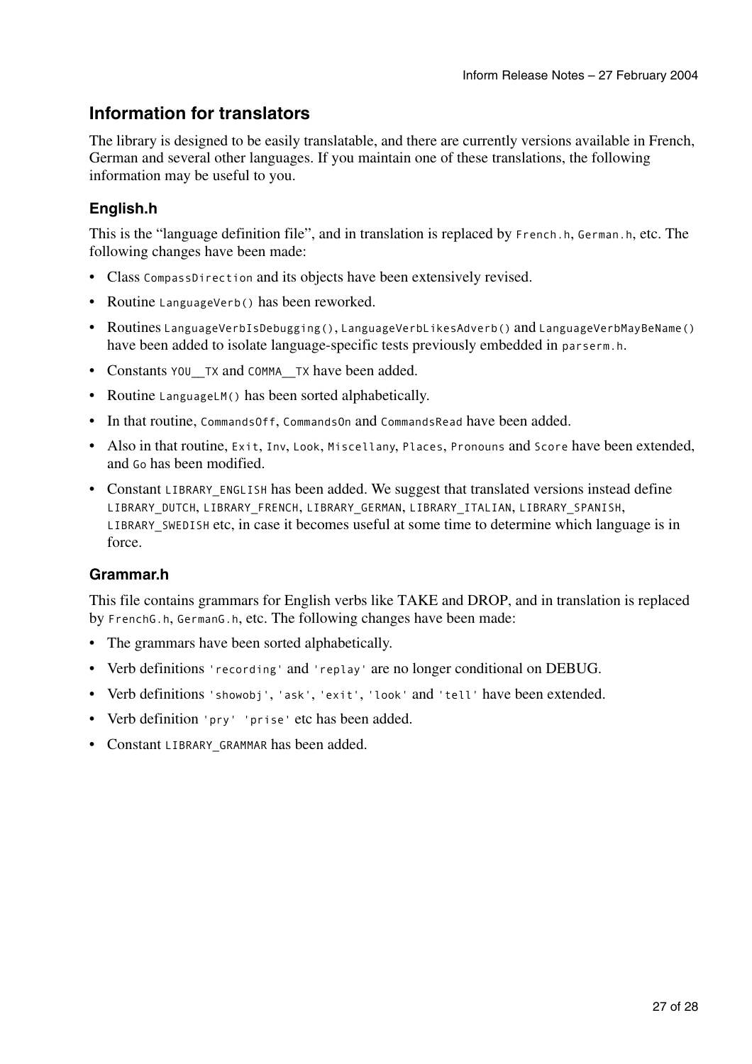## Information for translators

The library is designed to be easily translatable, and there are currently versions available in French, German and several other languages. If you maintain one of these translations, the following information may be useful to you.

### English.h

This is the "language definition file", and in translation is replaced by `French.h`, `German.h`, etc. The following changes have been made:

- Class `CompassDirection` and its objects have been extensively revised.
- Routine `LanguageVerb()` has been reworked.
- Routines `LanguageVerbIsDebugging()`, `LanguageVerbLikesAdverb()` and `LanguageVerbMayBeName()` have been added to isolate language-specific tests previously embedded in `parserm.h`.
- Constants `YOU__TX` and `COMMA__TX` have been added.
- Routine `LanguageLM()` has been sorted alphabetically.
- In that routine, `CommandsOff`, `CommandsOn` and `CommandsRead` have been added.
- Also in that routine, `Exit`, `Inv`, `Look`, `Miscellany`, `Places`, `Pronouns` and `Score` have been extended, and `Go` has been modified.
- Constant `LIBRARY_ENGLISH` has been added. We suggest that translated versions instead define `LIBRARY_DUTCH`, `LIBRARY_FRENCH`, `LIBRARY_GERMAN`, `LIBRARY_ITALIAN`, `LIBRARY_SPANISH`, `LIBRARY_SWEDISH` etc, in case it becomes useful at some time to determine which language is in force.

### Grammar.h

This file contains grammars for English verbs like TAKE and DROP, and in translation is replaced by `FrenchG.h`, `GermanG.h`, etc. The following changes have been made:

- The grammars have been sorted alphabetically.
- Verb definitions `'recording'` and `'replay'` are no longer conditional on DEBUG.
- Verb definitions `'showobj'`, `'ask'`, `'exit'`, `'look'` and `'tell'` have been extended.
- Verb definition `'pry' 'prise'` etc has been added.
- Constant `LIBRARY_GRAMMAR` has been added.